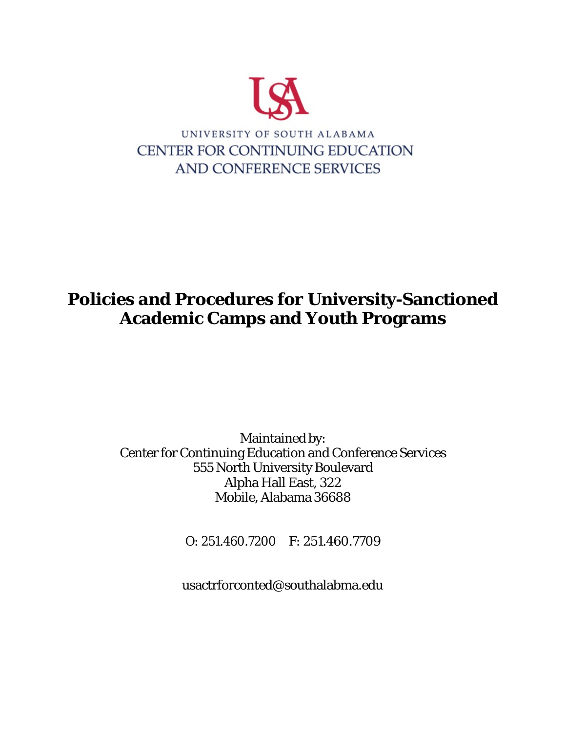UNIVERSITY OF SOUTH ALABAMA
CENTER FOR CONTINUING EDUCATION
AND CONFERENCE SERVICES

# Policies and Procedures for University-Sanctioned Academic Camps and Youth Programs

Maintained by:
Center for Continuing Education and Conference Services
555 North University Boulevard
Alpha Hall East, 322
Mobile, Alabama 36688

O: 251.460.7200 F: 251.460.7709

usactrforconted@southalabma.edu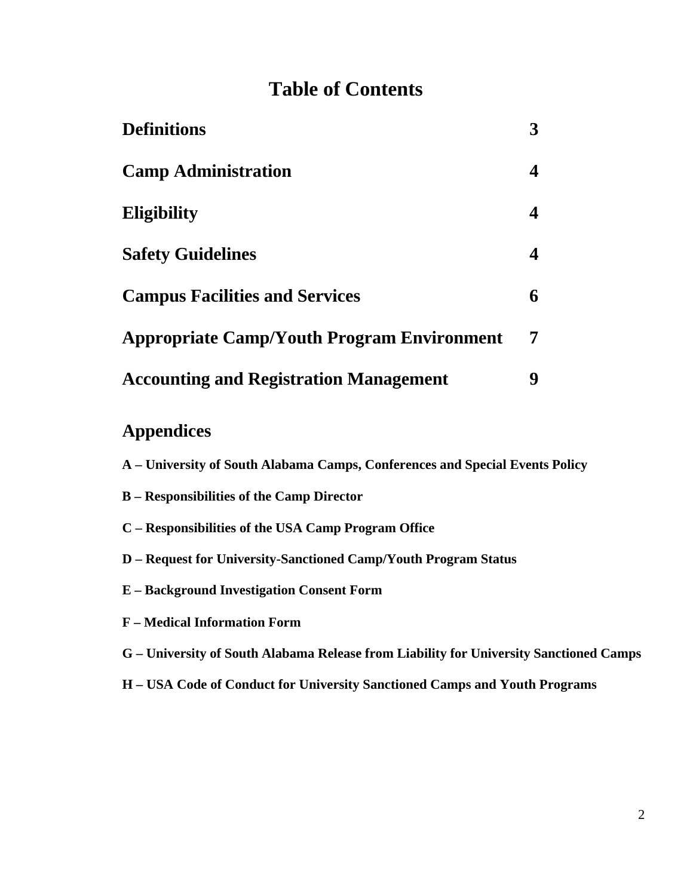# Table of Contents

| | |
|---|---|
| **Definitions** | **3** |
| **Camp Administration** | **4** |
| **Eligibility** | **4** |
| **Safety Guidelines** | **4** |
| **Campus Facilities and Services** | **6** |
| **Appropriate Camp/Youth Program Environment** | **7** |
| **Accounting and Registration Management** | **9** |

## Appendices

**A – University of South Alabama Camps, Conferences and Special Events Policy**

**B – Responsibilities of the Camp Director**

**C – Responsibilities of the USA Camp Program Office**

**D – Request for University-Sanctioned Camp/Youth Program Status**

**E – Background Investigation Consent Form**

**F – Medical Information Form**

**G – University of South Alabama Release from Liability for University Sanctioned Camps**

**H – USA Code of Conduct for University Sanctioned Camps and Youth Programs**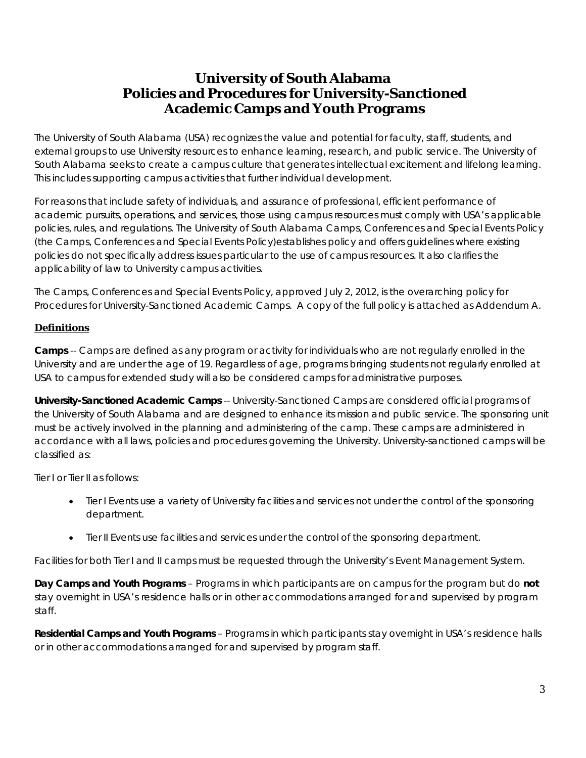# University of South Alabama
# Policies and Procedures for University-Sanctioned Academic Camps and Youth Programs

The University of South Alabama (USA) recognizes the value and potential for faculty, staff, students, and external groups to use University resources to enhance learning, research, and public service. The University of South Alabama seeks to create a campus culture that generates intellectual excitement and lifelong learning. This includes supporting campus activities that further individual development.

For reasons that include safety of individuals, and assurance of professional, efficient performance of academic pursuits, operations, and services, those using campus resources must comply with USA's applicable policies, rules, and regulations. The University of South Alabama Camps, Conferences and Special Events Policy (the Camps, Conferences and Special Events Policy)establishes policy and offers guidelines where existing policies do not specifically address issues particular to the use of campus resources. It also clarifies the applicability of law to University campus activities.

The Camps, Conferences and Special Events Policy, approved July 2, 2012, is the overarching policy for Procedures for University-Sanctioned Academic Camps. A copy of the full policy is attached as Addendum A.

## Definitions

**Camps** -- Camps are defined as any program or activity for individuals who are not regularly enrolled in the University and are under the age of 19. Regardless of age, programs bringing students not regularly enrolled at USA to campus for extended study will also be considered camps for administrative purposes.

**University-Sanctioned Academic Camps** -- University-Sanctioned Camps are considered official programs of the University of South Alabama and are designed to enhance its mission and public service. The sponsoring unit must be actively involved in the planning and administering of the camp. These camps are administered in accordance with all laws, policies and procedures governing the University. University-sanctioned camps will be classified as:

Tier I or Tier II as follows:

- Tier I Events use a variety of University facilities and services not under the control of the sponsoring department.
- Tier II Events use facilities and services under the control of the sponsoring department.

Facilities for both Tier I and II camps must be requested through the University's Event Management System.

**Day Camps and Youth Programs** – Programs in which participants are on campus for the program but do **not** stay overnight in USA's residence halls or in other accommodations arranged for and supervised by program staff.

**Residential Camps and Youth Programs** – Programs in which participants stay overnight in USA's residence halls or in other accommodations arranged for and supervised by program staff.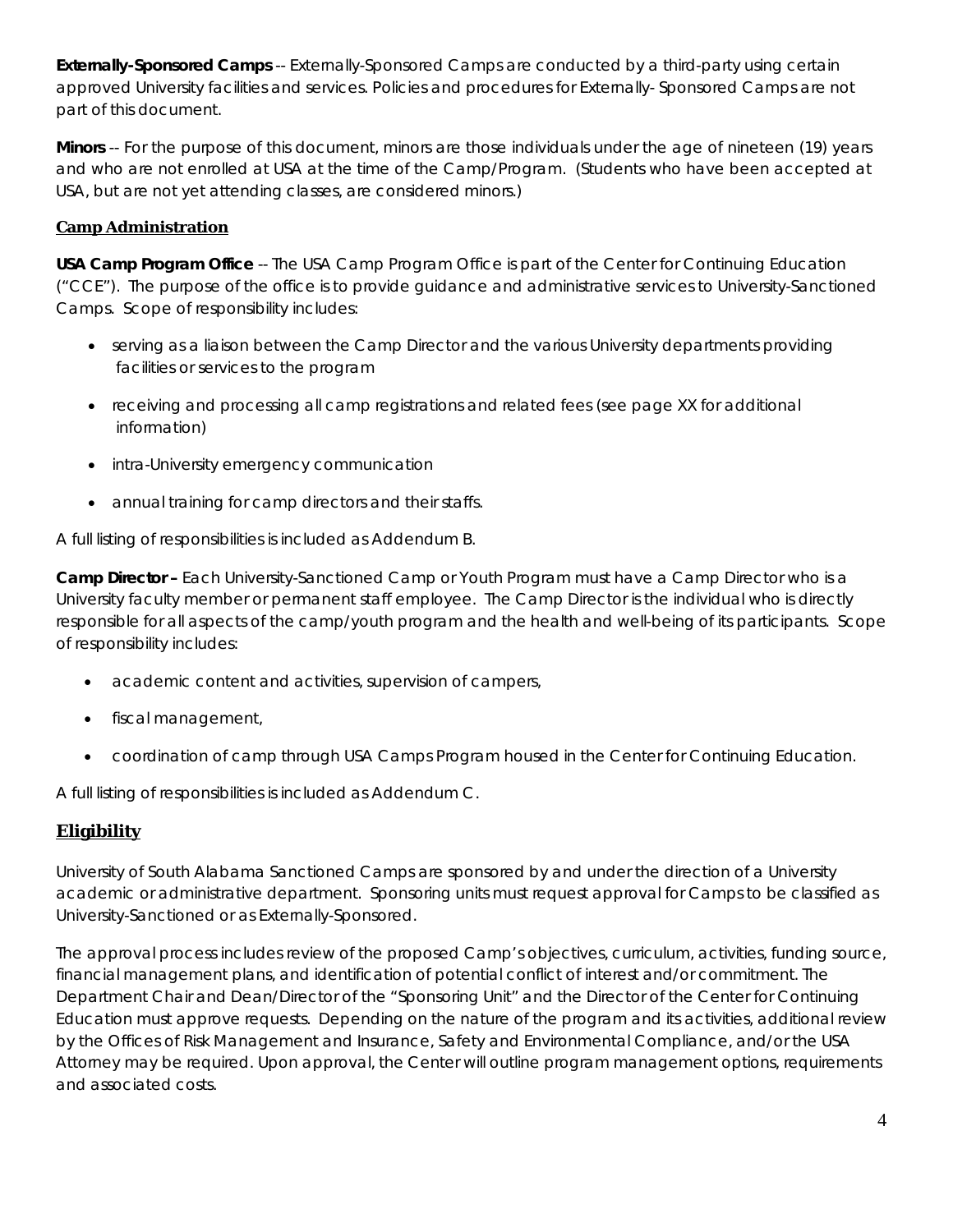**Externally-Sponsored Camps** -- Externally-Sponsored Camps are conducted by a third-party using certain approved University facilities and services. Policies and procedures for Externally- Sponsored Camps are not part of this document.

**Minors** -- For the purpose of this document, minors are those individuals under the age of nineteen (19) years and who are not enrolled at USA at the time of the Camp/Program. (Students who have been accepted at USA, but are not yet attending classes, are considered minors.)

### Camp Administration

**USA Camp Program Office** -- The USA Camp Program Office is part of the Center for Continuing Education ("CCE"). The purpose of the office is to provide guidance and administrative services to University-Sanctioned Camps. Scope of responsibility includes:

- serving as a liaison between the Camp Director and the various University departments providing facilities or services to the program
- receiving and processing all camp registrations and related fees (see page XX for additional information)
- intra-University emergency communication
- annual training for camp directors and their staffs.

A full listing of responsibilities is included as Addendum B.

**Camp Director –** Each University-Sanctioned Camp or Youth Program must have a Camp Director who is a University faculty member or permanent staff employee. The Camp Director is the individual who is directly responsible for all aspects of the camp/youth program and the health and well-being of its participants. Scope of responsibility includes:

- academic content and activities, supervision of campers,
- fiscal management,
- coordination of camp through USA Camps Program housed in the Center for Continuing Education.

A full listing of responsibilities is included as Addendum C.

## Eligibility

University of South Alabama Sanctioned Camps are sponsored by and under the direction of a University academic or administrative department. Sponsoring units must request approval for Camps to be classified as University-Sanctioned or as Externally-Sponsored.

The approval process includes review of the proposed Camp's objectives, curriculum, activities, funding source, financial management plans, and identification of potential conflict of interest and/or commitment. The Department Chair and Dean/Director of the "Sponsoring Unit" and the Director of the Center for Continuing Education must approve requests. Depending on the nature of the program and its activities, additional review by the Offices of Risk Management and Insurance, Safety and Environmental Compliance, and/or the USA Attorney may be required. Upon approval, the Center will outline program management options, requirements and associated costs.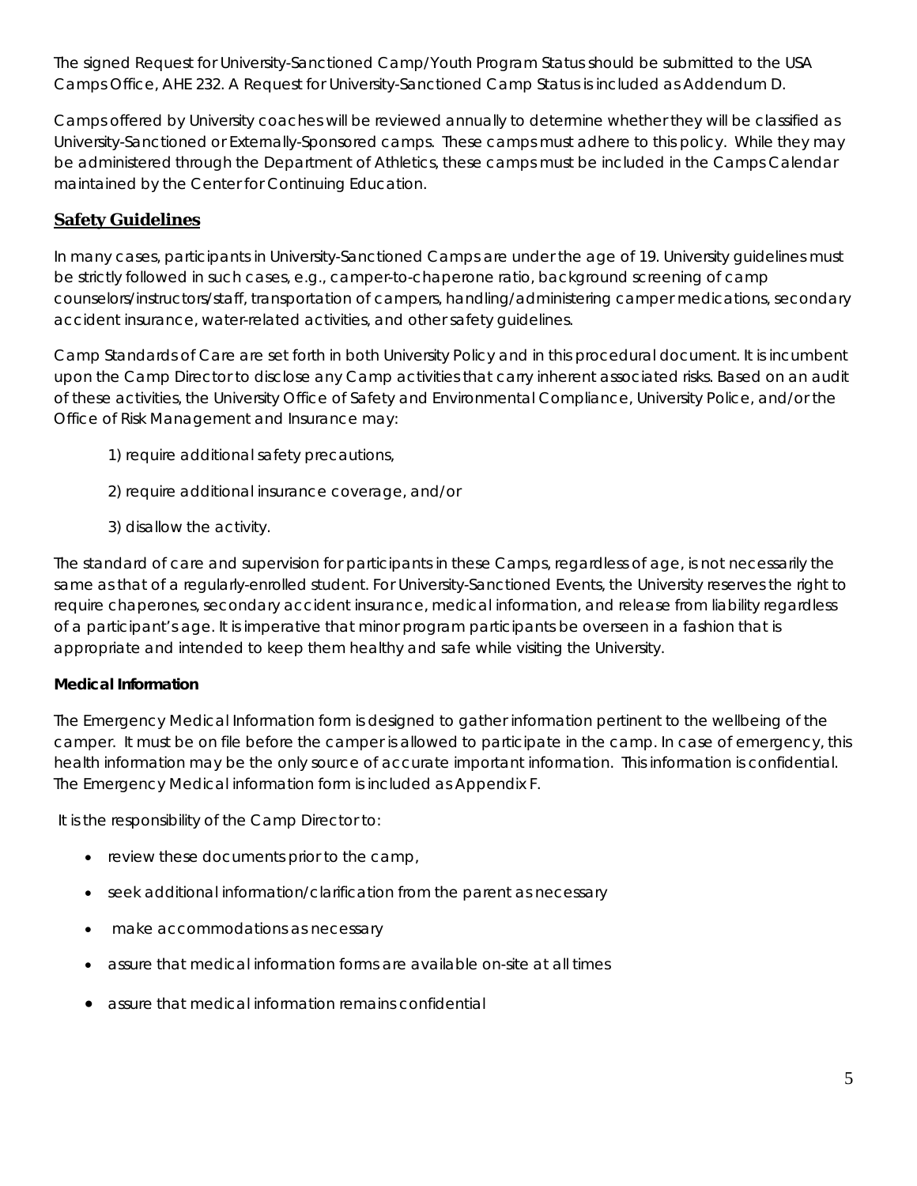The signed Request for University-Sanctioned Camp/Youth Program Status should be submitted to the USA Camps Office, AHE 232. A Request for University-Sanctioned Camp Status is included as Addendum D.

Camps offered by University coaches will be reviewed annually to determine whether they will be classified as University-Sanctioned or Externally-Sponsored camps. These camps must adhere to this policy. While they may be administered through the Department of Athletics, these camps must be included in the Camps Calendar maintained by the Center for Continuing Education.

## Safety Guidelines

In many cases, participants in University-Sanctioned Camps are under the age of 19. University guidelines must be strictly followed in such cases, e.g., camper-to-chaperone ratio, background screening of camp counselors/instructors/staff, transportation of campers, handling/administering camper medications, secondary accident insurance, water-related activities, and other safety guidelines.

Camp Standards of Care are set forth in both University Policy and in this procedural document. It is incumbent upon the Camp Director to disclose any Camp activities that carry inherent associated risks. Based on an audit of these activities, the University Office of Safety and Environmental Compliance, University Police, and/or the Office of Risk Management and Insurance may:

1) require additional safety precautions,

2) require additional insurance coverage, and/or

3) disallow the activity.

The standard of care and supervision for participants in these Camps, regardless of age, is not necessarily the same as that of a regularly-enrolled student. For University-Sanctioned Events, the University reserves the right to require chaperones, secondary accident insurance, medical information, and release from liability regardless of a participant's age. It is imperative that minor program participants be overseen in a fashion that is appropriate and intended to keep them healthy and safe while visiting the University.

**Medical Information**

The Emergency Medical Information form is designed to gather information pertinent to the wellbeing of the camper. It must be on file before the camper is allowed to participate in the camp. In case of emergency, this health information may be the only source of accurate important information. This information is confidential. The Emergency Medical information form is included as Appendix F.

It is the responsibility of the Camp Director to:

- review these documents prior to the camp,
- seek additional information/clarification from the parent as necessary
- make accommodations as necessary
- assure that medical information forms are available on-site at all times
- assure that medical information remains confidential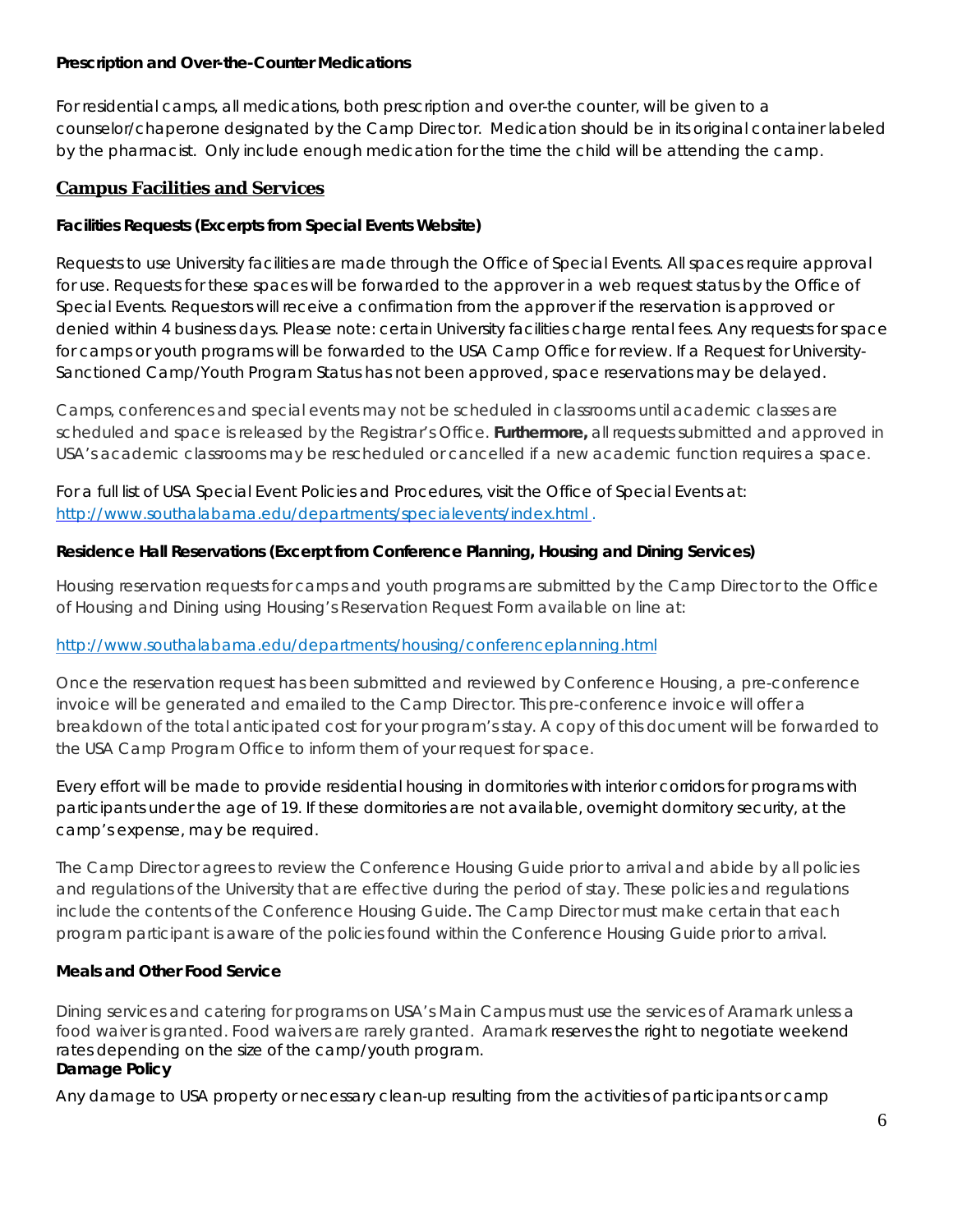**Prescription and Over-the-Counter Medications**

For residential camps, all medications, both prescription and over-the counter, will be given to a counselor/chaperone designated by the Camp Director. Medication should be in its original container labeled by the pharmacist. Only include enough medication for the time the child will be attending the camp.

## Campus Facilities and Services

**Facilities Requests (Excerpts from Special Events Website)**

Requests to use University facilities are made through the Office of Special Events. All spaces require approval for use. Requests for these spaces will be forwarded to the approver in a web request status by the Office of Special Events. Requestors will receive a confirmation from the approver if the reservation is approved or denied within 4 business days. Please note: certain University facilities charge rental fees. Any requests for space for camps or youth programs will be forwarded to the USA Camp Office for review. If a Request for University-Sanctioned Camp/Youth Program Status has not been approved, space reservations may be delayed.

Camps, conferences and special events may not be scheduled in classrooms until academic classes are scheduled and space is released by the Registrar's Office. **Furthermore,** all requests submitted and approved in USA's academic classrooms may be rescheduled or cancelled if a new academic function requires a space.

For a full list of USA Special Event Policies and Procedures, visit the Office of Special Events at: http://www.southalabama.edu/departments/specialevents/index.html.

**Residence Hall Reservations (Excerpt from Conference Planning, Housing and Dining Services)**

Housing reservation requests for camps and youth programs are submitted by the Camp Director to the Office of Housing and Dining using Housing's Reservation Request Form available on line at:

http://www.southalabama.edu/departments/housing/conferenceplanning.html

Once the reservation request has been submitted and reviewed by Conference Housing, a pre-conference invoice will be generated and emailed to the Camp Director. This pre-conference invoice will offer a breakdown of the total anticipated cost for your program's stay. A copy of this document will be forwarded to the USA Camp Program Office to inform them of your request for space.

Every effort will be made to provide residential housing in dormitories with interior corridors for programs with participants under the age of 19. If these dormitories are not available, overnight dormitory security, at the camp's expense, may be required.

The Camp Director agrees to review the Conference Housing Guide prior to arrival and abide by all policies and regulations of the University that are effective during the period of stay. These policies and regulations include the contents of the Conference Housing Guide. The Camp Director must make certain that each program participant is aware of the policies found within the Conference Housing Guide prior to arrival.

**Meals and Other Food Service**

Dining services and catering for programs on USA's Main Campus must use the services of Aramark unless a food waiver is granted. Food waivers are rarely granted. Aramark reserves the right to negotiate weekend rates depending on the size of the camp/youth program.

**Damage Policy**

Any damage to USA property or necessary clean-up resulting from the activities of participants or camp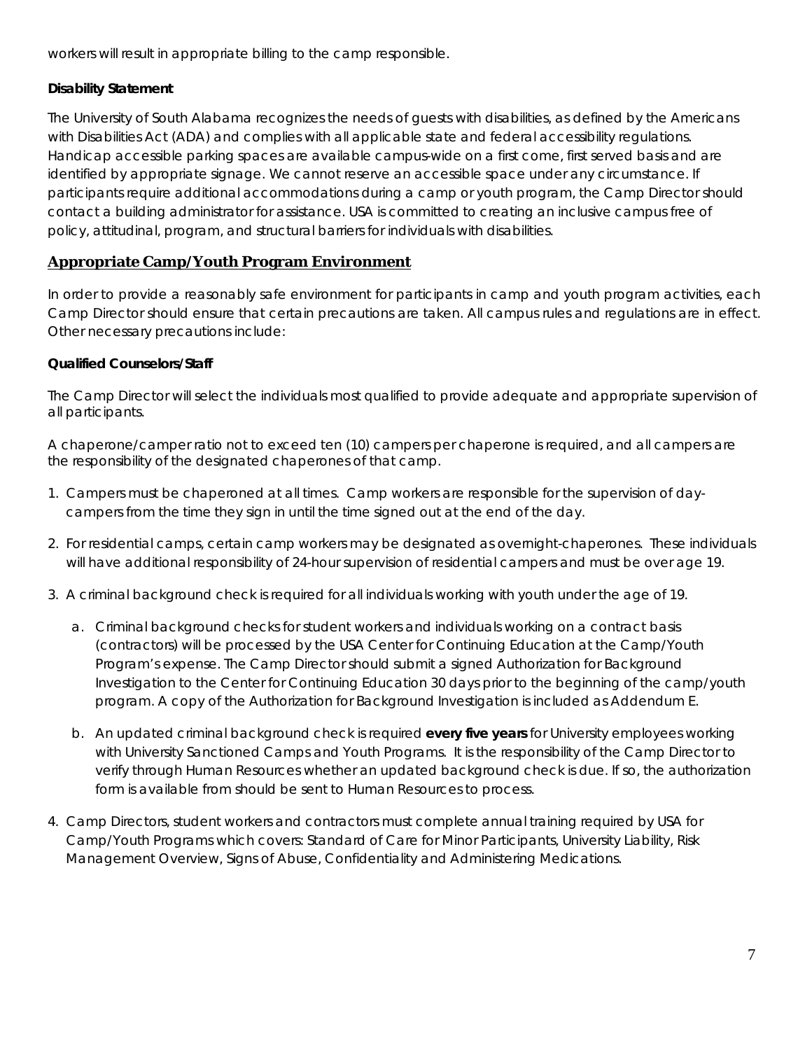workers will result in appropriate billing to the camp responsible.

**Disability Statement**

The University of South Alabama recognizes the needs of guests with disabilities, as defined by the Americans with Disabilities Act (ADA) and complies with all applicable state and federal accessibility regulations. Handicap accessible parking spaces are available campus-wide on a first come, first served basis and are identified by appropriate signage. We cannot reserve an accessible space under any circumstance. If participants require additional accommodations during a camp or youth program, the Camp Director should contact a building administrator for assistance. USA is committed to creating an inclusive campus free of policy, attitudinal, program, and structural barriers for individuals with disabilities.

## Appropriate Camp/Youth Program Environment

In order to provide a reasonably safe environment for participants in camp and youth program activities, each Camp Director should ensure that certain precautions are taken. All campus rules and regulations are in effect. Other necessary precautions include:

**Qualified Counselors/Staff**

The Camp Director will select the individuals most qualified to provide adequate and appropriate supervision of all participants.

A chaperone/camper ratio not to exceed ten (10) campers per chaperone is required, and all campers are the responsibility of the designated chaperones of that camp.

1. Campers must be chaperoned at all times. Camp workers are responsible for the supervision of day-campers from the time they sign in until the time signed out at the end of the day.
2. For residential camps, certain camp workers may be designated as overnight-chaperones. These individuals will have additional responsibility of 24-hour supervision of residential campers and must be over age 19.
3. A criminal background check is required for all individuals working with youth under the age of 19.
   a. Criminal background checks for student workers and individuals working on a contract basis (contractors) will be processed by the USA Center for Continuing Education at the Camp/Youth Program's expense. The Camp Director should submit a signed Authorization for Background Investigation to the Center for Continuing Education 30 days prior to the beginning of the camp/youth program. A copy of the Authorization for Background Investigation is included as Addendum E.
   b. An updated criminal background check is required **every five years** for University employees working with University Sanctioned Camps and Youth Programs. It is the responsibility of the Camp Director to verify through Human Resources whether an updated background check is due. If so, the authorization form is available from should be sent to Human Resources to process.
4. Camp Directors, student workers and contractors must complete annual training required by USA for Camp/Youth Programs which covers: Standard of Care for Minor Participants, University Liability, Risk Management Overview, Signs of Abuse, Confidentiality and Administering Medications.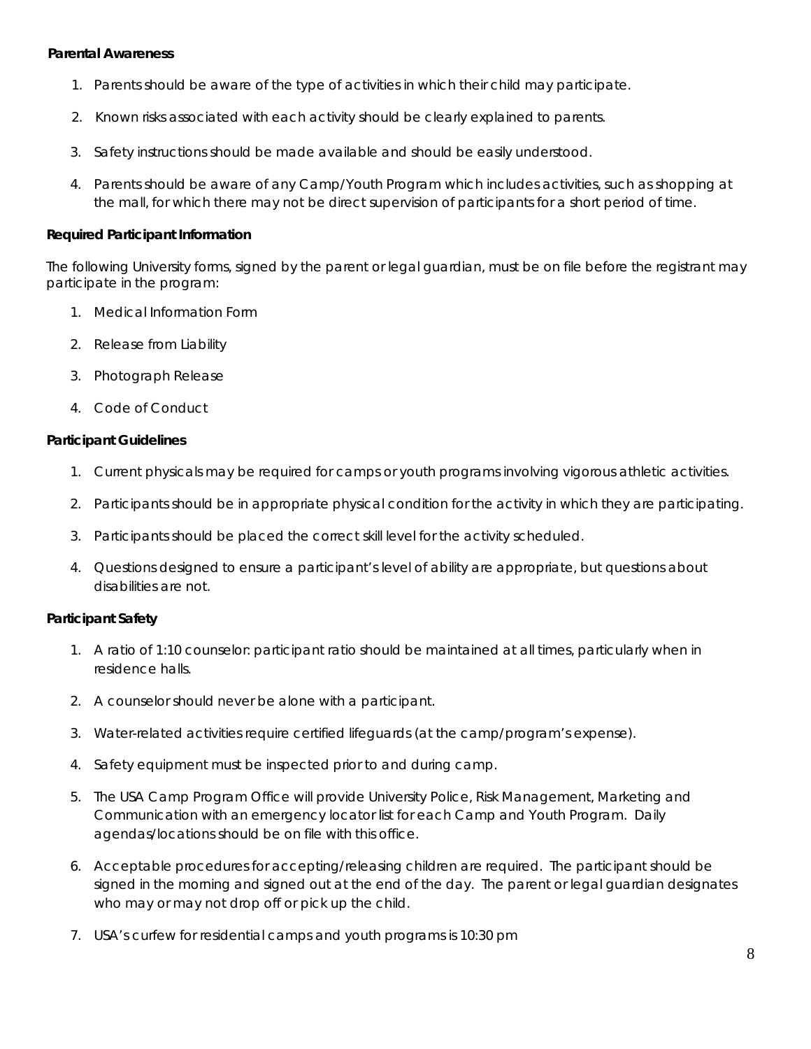**Parental Awareness**

1. Parents should be aware of the type of activities in which their child may participate.
2. Known risks associated with each activity should be clearly explained to parents.
3. Safety instructions should be made available and should be easily understood.
4. Parents should be aware of any Camp/Youth Program which includes activities, such as shopping at the mall, for which there may not be direct supervision of participants for a short period of time.

**Required Participant Information**

The following University forms, signed by the parent or legal guardian, must be on file before the registrant may participate in the program:

1. Medical Information Form
2. Release from Liability
3. Photograph Release
4. Code of Conduct

**Participant Guidelines**

1. Current physicals may be required for camps or youth programs involving vigorous athletic activities.
2. Participants should be in appropriate physical condition for the activity in which they are participating.
3. Participants should be placed the correct skill level for the activity scheduled.
4. Questions designed to ensure a participant's level of ability are appropriate, but questions about disabilities are not.

**Participant Safety**

1. A ratio of 1:10 counselor: participant ratio should be maintained at all times, particularly when in residence halls.
2. A counselor should never be alone with a participant.
3. Water-related activities require certified lifeguards (at the camp/program's expense).
4. Safety equipment must be inspected prior to and during camp.
5. The USA Camp Program Office will provide University Police, Risk Management, Marketing and Communication with an emergency locator list for each Camp and Youth Program. Daily agendas/locations should be on file with this office.
6. Acceptable procedures for accepting/releasing children are required. The participant should be signed in the morning and signed out at the end of the day. The parent or legal guardian designates who may or may not drop off or pick up the child.
7. USA's curfew for residential camps and youth programs is 10:30 pm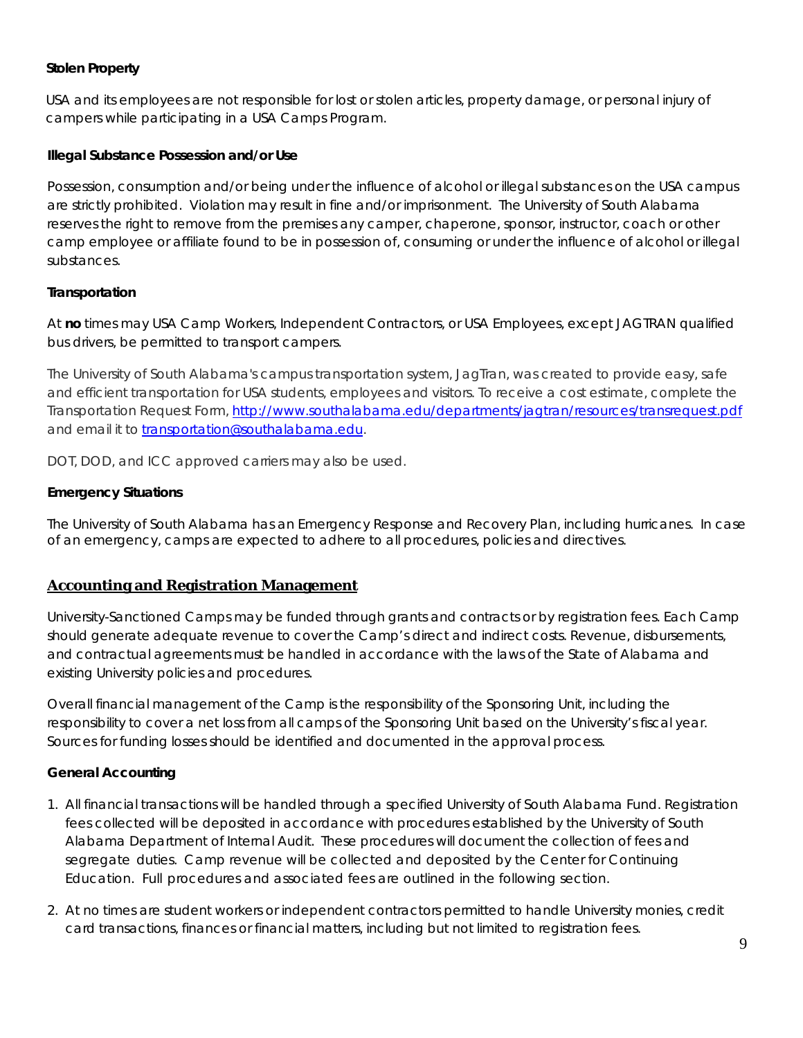**Stolen Property**

USA and its employees are not responsible for lost or stolen articles, property damage, or personal injury of campers while participating in a USA Camps Program.

**Illegal Substance Possession and/or Use**

Possession, consumption and/or being under the influence of alcohol or illegal substances on the USA campus are strictly prohibited. Violation may result in fine and/or imprisonment. The University of South Alabama reserves the right to remove from the premises any camper, chaperone, sponsor, instructor, coach or other camp employee or affiliate found to be in possession of, consuming or under the influence of alcohol or illegal substances.

**Transportation**

At **no** times may USA Camp Workers, Independent Contractors, or USA Employees, except JAGTRAN qualified bus drivers, be permitted to transport campers.

The University of South Alabama's campus transportation system, JagTran, was created to provide easy, safe and efficient transportation for USA students, employees and visitors. To receive a cost estimate, complete the Transportation Request Form, http://www.southalabama.edu/departments/jagtran/resources/transrequest.pdf and email it to transportation@southalabama.edu.

DOT, DOD, and ICC approved carriers may also be used.

**Emergency Situations**

The University of South Alabama has an Emergency Response and Recovery Plan, including hurricanes. In case of an emergency, camps are expected to adhere to all procedures, policies and directives.

## Accounting and Registration Management

University-Sanctioned Camps may be funded through grants and contracts or by registration fees. Each Camp should generate adequate revenue to cover the Camp's direct and indirect costs. Revenue, disbursements, and contractual agreements must be handled in accordance with the laws of the State of Alabama and existing University policies and procedures.

Overall financial management of the Camp is the responsibility of the Sponsoring Unit, including the responsibility to cover a net loss from all camps of the Sponsoring Unit based on the University's fiscal year. Sources for funding losses should be identified and documented in the approval process.

**General Accounting**

1. All financial transactions will be handled through a specified University of South Alabama Fund. Registration fees collected will be deposited in accordance with procedures established by the University of South Alabama Department of Internal Audit. These procedures will document the collection of fees and segregate duties. Camp revenue will be collected and deposited by the Center for Continuing Education. Full procedures and associated fees are outlined in the following section.
2. At no times are student workers or independent contractors permitted to handle University monies, credit card transactions, finances or financial matters, including but not limited to registration fees.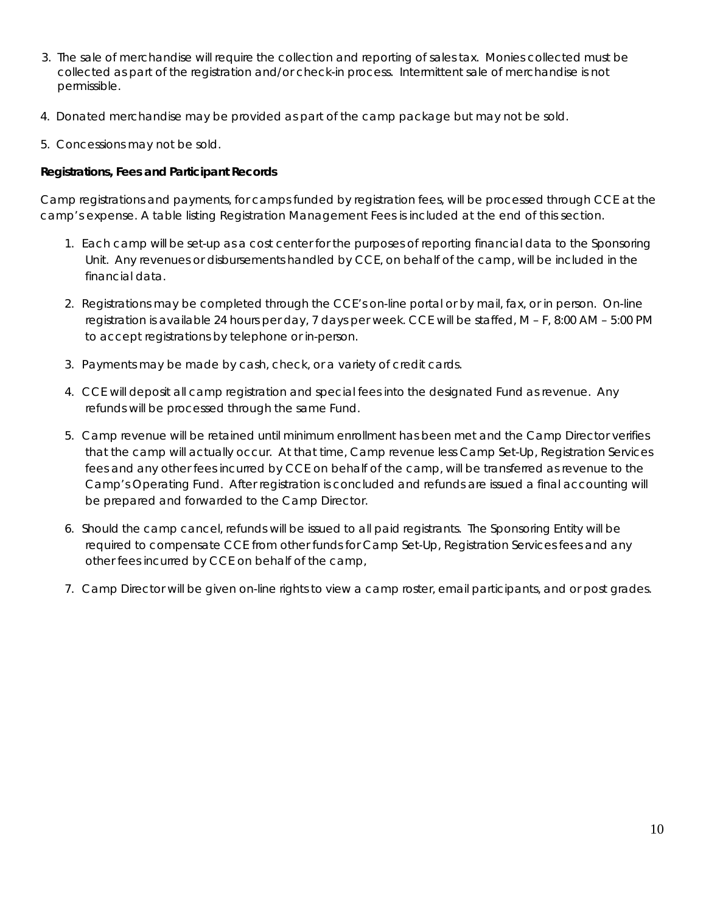3. The sale of merchandise will require the collection and reporting of sales tax. Monies collected must be collected as part of the registration and/or check-in process. Intermittent sale of merchandise is not permissible.

4. Donated merchandise may be provided as part of the camp package but may not be sold.

5. Concessions may not be sold.

**Registrations, Fees and Participant Records**

Camp registrations and payments, for camps funded by registration fees, will be processed through CCE at the camp's expense. A table listing Registration Management Fees is included at the end of this section.

1. Each camp will be set-up as a cost center for the purposes of reporting financial data to the Sponsoring Unit. Any revenues or disbursements handled by CCE, on behalf of the camp, will be included in the financial data.

2. Registrations may be completed through the CCE's on-line portal or by mail, fax, or in person. On-line registration is available 24 hours per day, 7 days per week. CCE will be staffed, M – F, 8:00 AM – 5:00 PM to accept registrations by telephone or in-person.

3. Payments may be made by cash, check, or a variety of credit cards.

4. CCE will deposit all camp registration and special fees into the designated Fund as revenue. Any refunds will be processed through the same Fund.

5. Camp revenue will be retained until minimum enrollment has been met and the Camp Director verifies that the camp will actually occur. At that time, Camp revenue less Camp Set-Up, Registration Services fees and any other fees incurred by CCE on behalf of the camp, will be transferred as revenue to the Camp's Operating Fund. After registration is concluded and refunds are issued a final accounting will be prepared and forwarded to the Camp Director.

6. Should the camp cancel, refunds will be issued to all paid registrants. The Sponsoring Entity will be required to compensate CCE from other funds for Camp Set-Up, Registration Services fees and any other fees incurred by CCE on behalf of the camp,

7. Camp Director will be given on-line rights to view a camp roster, email participants, and or post grades.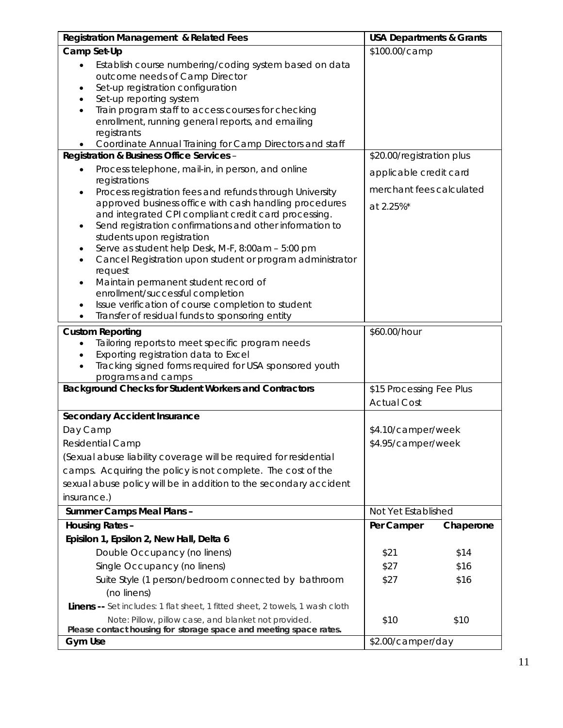| Registration Management & Related Fees | USA Departments & Grants | |
|---|---|---|
| **Camp Set-Up**<br>• Establish course numbering/coding system based on data outcome needs of Camp Director<br>• Set-up registration configuration<br>• Set-up reporting system<br>• Train program staff to access courses for checking enrollment, running general reports, and emailing registrants<br>• Coordinate Annual Training for Camp Directors and staff | $100.00/camp | |
| **Registration & Business Office Services** –<br>• Process telephone, mail-in, in person, and online registrations<br>• Process registration fees and refunds through University approved business office with cash handling procedures and integrated CPI compliant credit card processing.<br>• Send registration confirmations and other information to students upon registration<br>• Serve as student help Desk, M-F, 8:00am – 5:00 pm<br>• Cancel Registration upon student or program administrator request<br>• Maintain permanent student record of enrollment/successful completion<br>• Issue verification of course completion to student<br>• Transfer of residual funds to sponsoring entity | $20.00/registration plus applicable credit card merchant fees calculated at 2.25%* | |
| **Custom Reporting**<br>• Tailoring reports to meet specific program needs<br>• Exporting registration data to Excel<br>• Tracking signed forms required for USA sponsored youth programs and camps | $60.00/hour | |
| **Background Checks for Student Workers and Contractors** | $15 Processing Fee Plus Actual Cost | |
| **Secondary Accident Insurance** | | |
| Day Camp | $4.10/camper/week | |
| Residential Camp | $4.95/camper/week | |
| (Sexual abuse liability coverage will be required for residential camps. Acquiring the policy is not complete. The cost of the sexual abuse policy will be in addition to the secondary accident insurance.) | | |
| **Summer Camps Meal Plans** – | Not Yet Established | |
| **Housing Rates** – | **Per Camper** | **Chaperone** |
| **Episilon 1, Epsilon 2, New Hall, Delta 6** | | |
| Double Occupancy (no linens) | $21 | $14 |
| Single Occupancy (no linens) | $27 | $16 |
| Suite Style (1 person/bedroom connected by bathroom (no linens) | $27 | $16 |
| **Linens --** Set includes: 1 flat sheet, 1 fitted sheet, 2 towels, 1 wash cloth<br>Note: Pillow, pillow case, and blanket not provided.<br>**Please contact housing for storage space and meeting space rates.** | $10 | $10 |
| **Gym Use** | $2.00/camper/day | |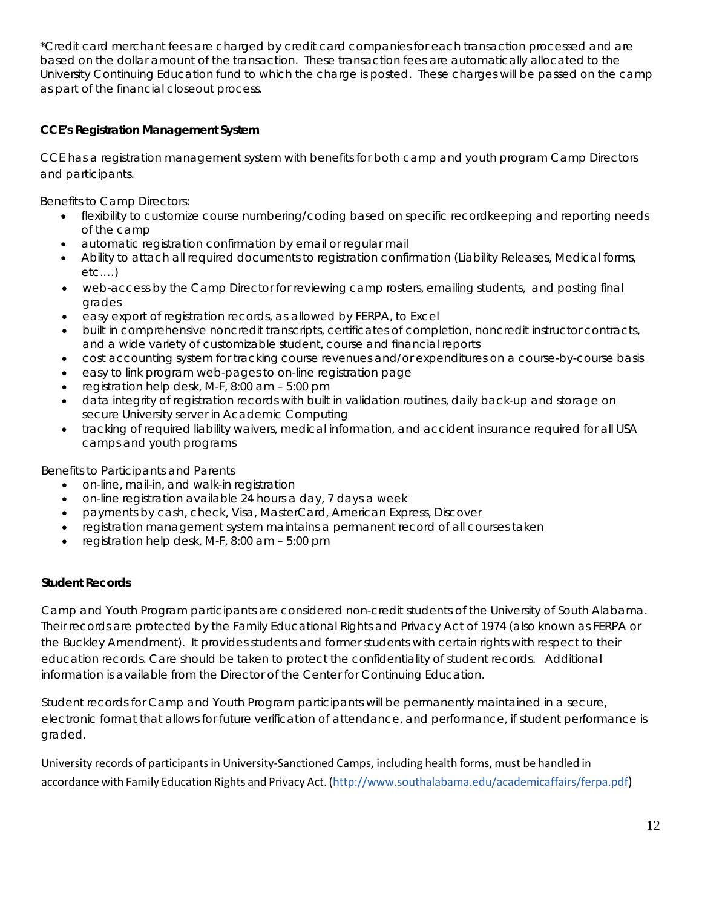*Credit card merchant fees are charged by credit card companies for each transaction processed and are based on the dollar amount of the transaction. These transaction fees are automatically allocated to the University Continuing Education fund to which the charge is posted. These charges will be passed on the camp as part of the financial closeout process.

**CCE's Registration Management System**

CCE has a registration management system with benefits for both camp and youth program Camp Directors and participants.

Benefits to Camp Directors:

- flexibility to customize course numbering/coding based on specific recordkeeping and reporting needs of the camp
- automatic registration confirmation by email or regular mail
- Ability to attach all required documents to registration confirmation (Liability Releases, Medical forms, etc.…)
- web-access by the Camp Director for reviewing camp rosters, emailing students, and posting final grades
- easy export of registration records, as allowed by FERPA, to Excel
- built in comprehensive noncredit transcripts, certificates of completion, noncredit instructor contracts, and a wide variety of customizable student, course and financial reports
- cost accounting system for tracking course revenues and/or expenditures on a course-by-course basis
- easy to link program web-pages to on-line registration page
- registration help desk, M-F, 8:00 am – 5:00 pm
- data integrity of registration records with built in validation routines, daily back-up and storage on secure University server in Academic Computing
- tracking of required liability waivers, medical information, and accident insurance required for all USA camps and youth programs

Benefits to Participants and Parents

- on-line, mail-in, and walk-in registration
- on-line registration available 24 hours a day, 7 days a week
- payments by cash, check, Visa, MasterCard, American Express, Discover
- registration management system maintains a permanent record of all courses taken
- registration help desk, M-F, 8:00 am – 5:00 pm

**Student Records**

Camp and Youth Program participants are considered non-credit students of the University of South Alabama. Their records are protected by the Family Educational Rights and Privacy Act of 1974 (also known as FERPA or the Buckley Amendment). It provides students and former students with certain rights with respect to their education records. Care should be taken to protect the confidentiality of student records. Additional information is available from the Director of the Center for Continuing Education.

Student records for Camp and Youth Program participants will be permanently maintained in a secure, electronic format that allows for future verification of attendance, and performance, if student performance is graded.

University records of participants in University-Sanctioned Camps, including health forms, must be handled in accordance with Family Education Rights and Privacy Act. (http://www.southalabama.edu/academicaffairs/ferpa.pdf)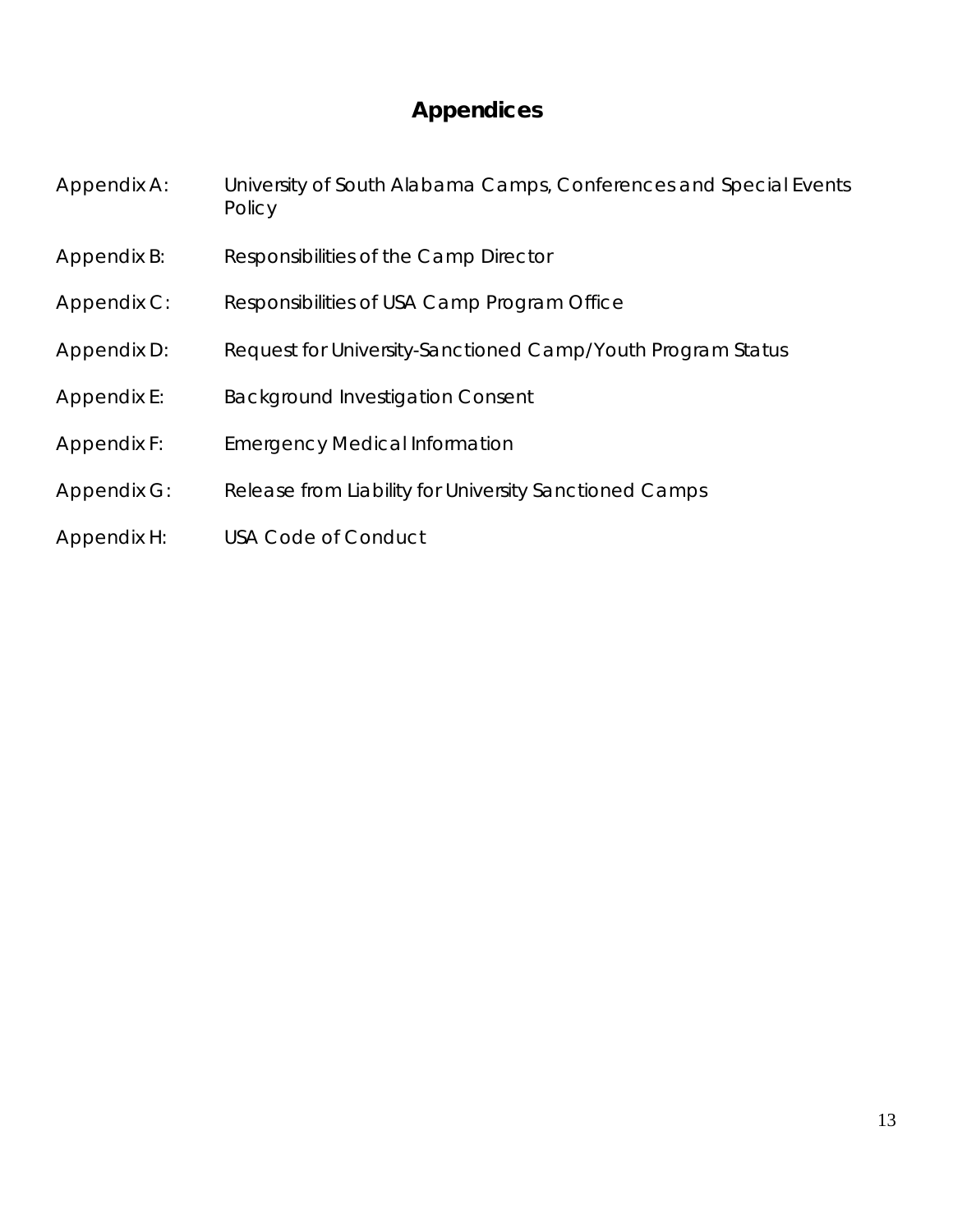# Appendices

| | |
|---|---|
| Appendix A: | University of South Alabama Camps, Conferences and Special Events Policy |
| Appendix B: | Responsibilities of the Camp Director |
| Appendix C: | Responsibilities of USA Camp Program Office |
| Appendix D: | Request for University-Sanctioned Camp/Youth Program Status |
| Appendix E: | Background Investigation Consent |
| Appendix F: | Emergency Medical Information |
| Appendix G: | Release from Liability for University Sanctioned Camps |
| Appendix H: | USA Code of Conduct |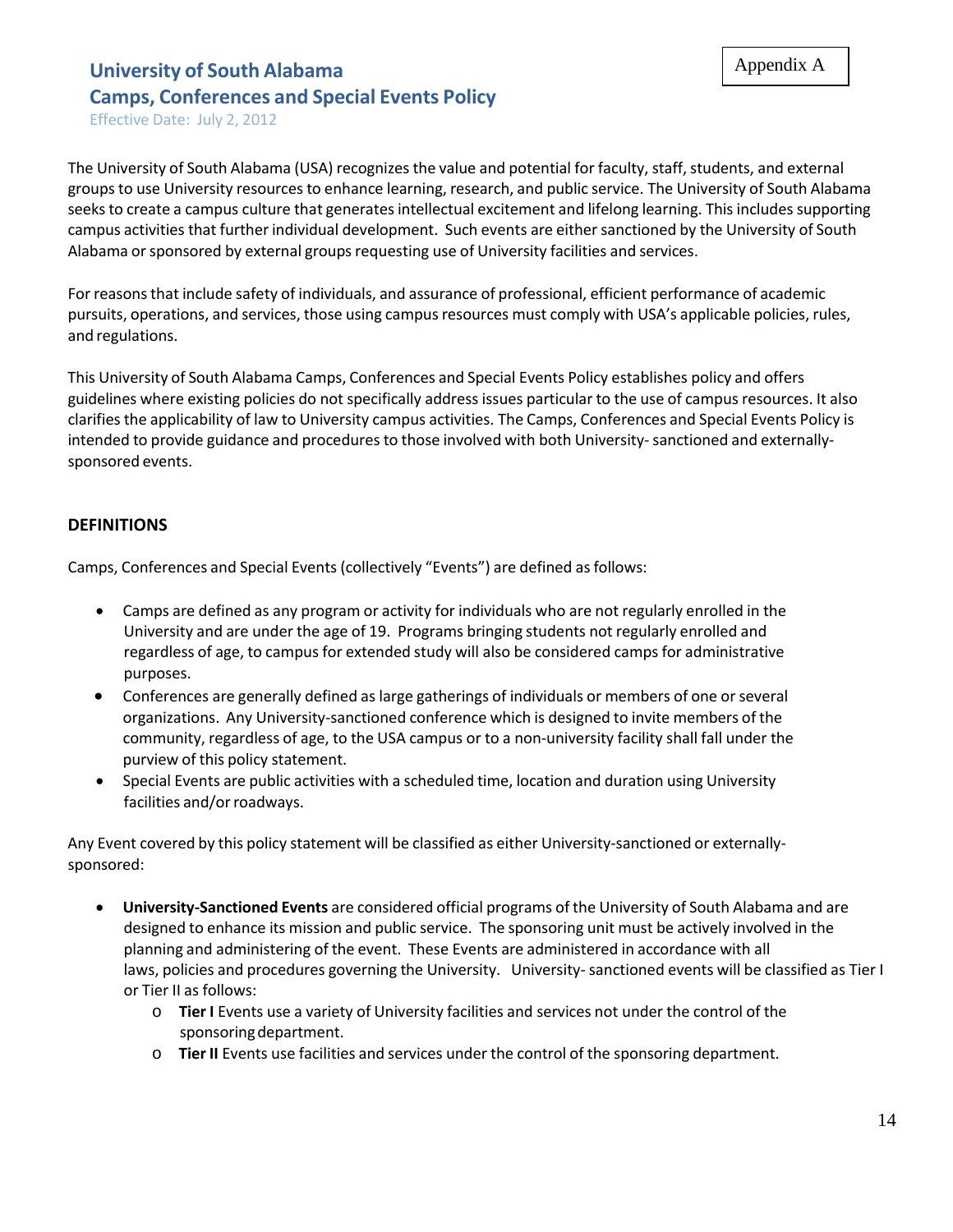Appendix A

# University of South Alabama
## Camps, Conferences and Special Events Policy

Effective Date: July 2, 2012

The University of South Alabama (USA) recognizes the value and potential for faculty, staff, students, and external groups to use University resources to enhance learning, research, and public service. The University of South Alabama seeks to create a campus culture that generates intellectual excitement and lifelong learning. This includes supporting campus activities that further individual development. Such events are either sanctioned by the University of South Alabama or sponsored by external groups requesting use of University facilities and services.

For reasons that include safety of individuals, and assurance of professional, efficient performance of academic pursuits, operations, and services, those using campus resources must comply with USA's applicable policies, rules, and regulations.

This University of South Alabama Camps, Conferences and Special Events Policy establishes policy and offers guidelines where existing policies do not specifically address issues particular to the use of campus resources. It also clarifies the applicability of law to University campus activities. The Camps, Conferences and Special Events Policy is intended to provide guidance and procedures to those involved with both University- sanctioned and externally-sponsored events.

### DEFINITIONS

Camps, Conferences and Special Events (collectively "Events") are defined as follows:

- Camps are defined as any program or activity for individuals who are not regularly enrolled in the University and are under the age of 19. Programs bringing students not regularly enrolled and regardless of age, to campus for extended study will also be considered camps for administrative purposes.
- Conferences are generally defined as large gatherings of individuals or members of one or several organizations. Any University-sanctioned conference which is designed to invite members of the community, regardless of age, to the USA campus or to a non-university facility shall fall under the purview of this policy statement.
- Special Events are public activities with a scheduled time, location and duration using University facilities and/or roadways.

Any Event covered by this policy statement will be classified as either University-sanctioned or externally-sponsored:

- **University-Sanctioned Events** are considered official programs of the University of South Alabama and are designed to enhance its mission and public service. The sponsoring unit must be actively involved in the planning and administering of the event. These Events are administered in accordance with all laws, policies and procedures governing the University. University- sanctioned events will be classified as Tier I or Tier II as follows:
  - **Tier I** Events use a variety of University facilities and services not under the control of the sponsoring department.
  - **Tier II** Events use facilities and services under the control of the sponsoring department.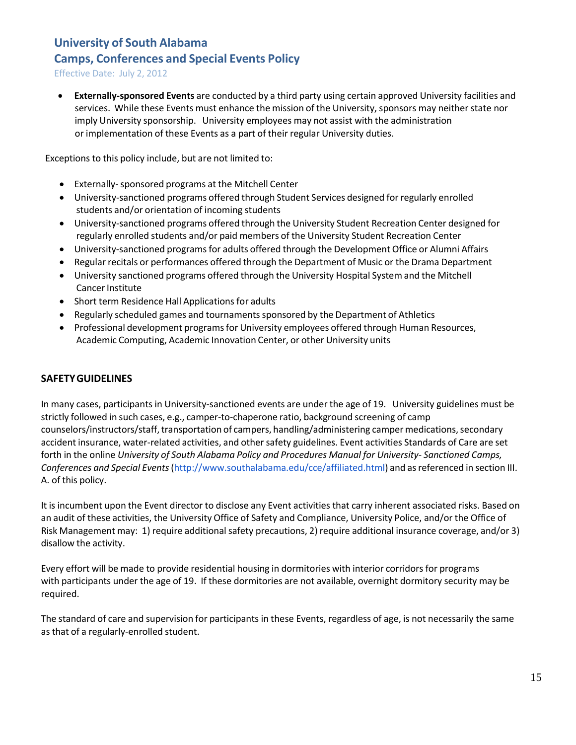- **Externally-sponsored Events** are conducted by a third party using certain approved University facilities and services. While these Events must enhance the mission of the University, sponsors may neither state nor imply University sponsorship. University employees may not assist with the administration or implementation of these Events as a part of their regular University duties.

Exceptions to this policy include, but are not limited to:

- Externally- sponsored programs at the Mitchell Center
- University-sanctioned programs offered through Student Services designed for regularly enrolled students and/or orientation of incoming students
- University-sanctioned programs offered through the University Student Recreation Center designed for regularly enrolled students and/or paid members of the University Student Recreation Center
- University-sanctioned programs for adults offered through the Development Office or Alumni Affairs
- Regular recitals or performances offered through the Department of Music or the Drama Department
- University sanctioned programs offered through the University Hospital System and the Mitchell Cancer Institute
- Short term Residence Hall Applications for adults
- Regularly scheduled games and tournaments sponsored by the Department of Athletics
- Professional development programs for University employees offered through Human Resources, Academic Computing, Academic Innovation Center, or other University units

**SAFETY GUIDELINES**

In many cases, participants in University-sanctioned events are under the age of 19. University guidelines must be strictly followed in such cases, e.g., camper-to-chaperone ratio, background screening of camp counselors/instructors/staff, transportation of campers, handling/administering camper medications, secondary accident insurance, water-related activities, and other safety guidelines. Event activities Standards of Care are set forth in the online *University of South Alabama Policy and Procedures Manual for University- Sanctioned Camps, Conferences and Special Events* (http://www.southalabama.edu/cce/affiliated.html) and as referenced in section III. A. of this policy.

It is incumbent upon the Event director to disclose any Event activities that carry inherent associated risks. Based on an audit of these activities, the University Office of Safety and Compliance, University Police, and/or the Office of Risk Management may: 1) require additional safety precautions, 2) require additional insurance coverage, and/or 3) disallow the activity.

Every effort will be made to provide residential housing in dormitories with interior corridors for programs with participants under the age of 19. If these dormitories are not available, overnight dormitory security may be required.

The standard of care and supervision for participants in these Events, regardless of age, is not necessarily the same as that of a regularly-enrolled student.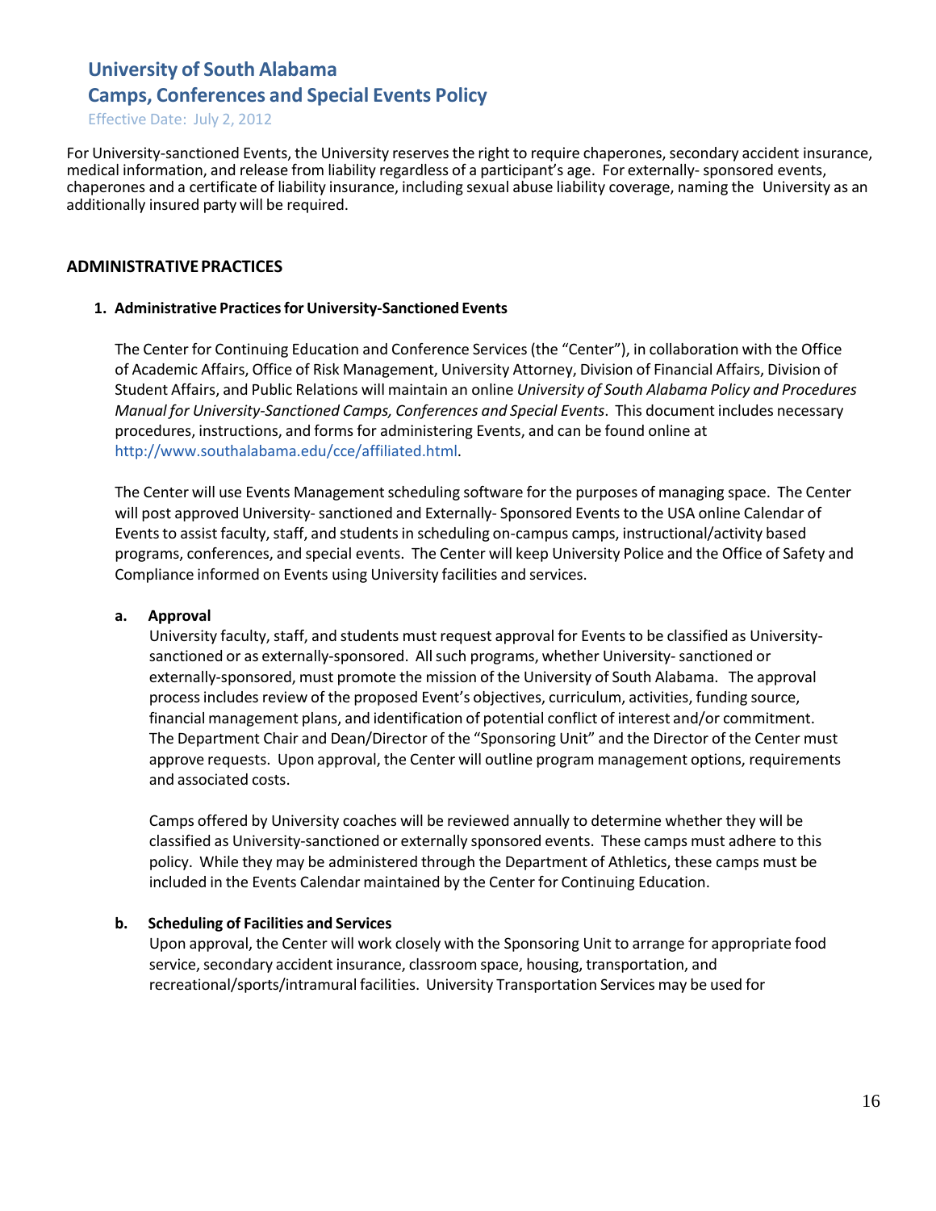For University-sanctioned Events, the University reserves the right to require chaperones, secondary accident insurance, medical information, and release from liability regardless of a participant's age. For externally- sponsored events, chaperones and a certificate of liability insurance, including sexual abuse liability coverage, naming the University as an additionally insured party will be required.

## ADMINISTRATIVE PRACTICES

### 1. Administrative Practices for University-Sanctioned Events

The Center for Continuing Education and Conference Services (the "Center"), in collaboration with the Office of Academic Affairs, Office of Risk Management, University Attorney, Division of Financial Affairs, Division of Student Affairs, and Public Relations will maintain an online *University of South Alabama Policy and Procedures Manual for University-Sanctioned Camps, Conferences and Special Events*. This document includes necessary procedures, instructions, and forms for administering Events, and can be found online at http://www.southalabama.edu/cce/affiliated.html.

The Center will use Events Management scheduling software for the purposes of managing space. The Center will post approved University- sanctioned and Externally- Sponsored Events to the USA online Calendar of Events to assist faculty, staff, and students in scheduling on-campus camps, instructional/activity based programs, conferences, and special events. The Center will keep University Police and the Office of Safety and Compliance informed on Events using University facilities and services.

#### a. Approval

University faculty, staff, and students must request approval for Events to be classified as University-sanctioned or as externally-sponsored. All such programs, whether University- sanctioned or externally-sponsored, must promote the mission of the University of South Alabama. The approval process includes review of the proposed Event's objectives, curriculum, activities, funding source, financial management plans, and identification of potential conflict of interest and/or commitment. The Department Chair and Dean/Director of the "Sponsoring Unit" and the Director of the Center must approve requests. Upon approval, the Center will outline program management options, requirements and associated costs.

Camps offered by University coaches will be reviewed annually to determine whether they will be classified as University-sanctioned or externally sponsored events. These camps must adhere to this policy. While they may be administered through the Department of Athletics, these camps must be included in the Events Calendar maintained by the Center for Continuing Education.

#### b. Scheduling of Facilities and Services

Upon approval, the Center will work closely with the Sponsoring Unit to arrange for appropriate food service, secondary accident insurance, classroom space, housing, transportation, and recreational/sports/intramural facilities. University Transportation Services may be used for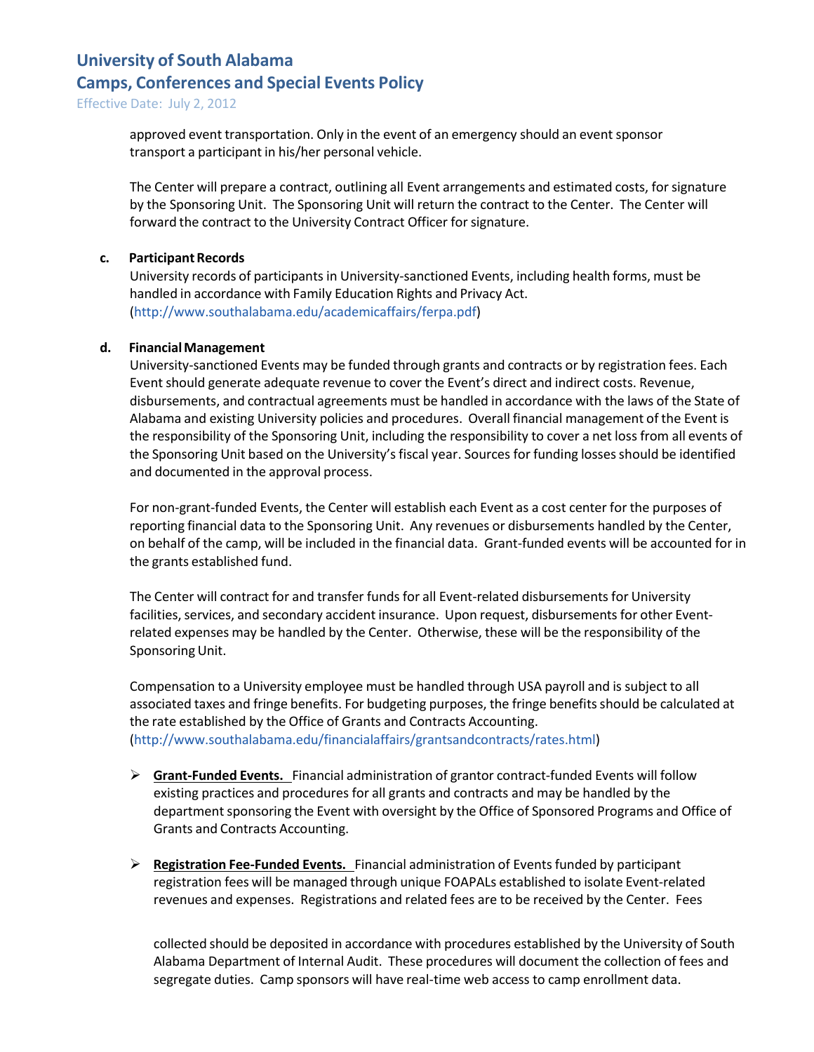approved event transportation. Only in the event of an emergency should an event sponsor transport a participant in his/her personal vehicle.

The Center will prepare a contract, outlining all Event arrangements and estimated costs, for signature by the Sponsoring Unit. The Sponsoring Unit will return the contract to the Center. The Center will forward the contract to the University Contract Officer for signature.

**c. Participant Records**

University records of participants in University-sanctioned Events, including health forms, must be handled in accordance with Family Education Rights and Privacy Act. (http://www.southalabama.edu/academicaffairs/ferpa.pdf)

**d. Financial Management**

University-sanctioned Events may be funded through grants and contracts or by registration fees. Each Event should generate adequate revenue to cover the Event's direct and indirect costs. Revenue, disbursements, and contractual agreements must be handled in accordance with the laws of the State of Alabama and existing University policies and procedures. Overall financial management of the Event is the responsibility of the Sponsoring Unit, including the responsibility to cover a net loss from all events of the Sponsoring Unit based on the University's fiscal year. Sources for funding losses should be identified and documented in the approval process.

For non-grant-funded Events, the Center will establish each Event as a cost center for the purposes of reporting financial data to the Sponsoring Unit. Any revenues or disbursements handled by the Center, on behalf of the camp, will be included in the financial data. Grant-funded events will be accounted for in the grants established fund.

The Center will contract for and transfer funds for all Event-related disbursements for University facilities, services, and secondary accident insurance. Upon request, disbursements for other Event-related expenses may be handled by the Center. Otherwise, these will be the responsibility of the Sponsoring Unit.

Compensation to a University employee must be handled through USA payroll and is subject to all associated taxes and fringe benefits. For budgeting purposes, the fringe benefits should be calculated at the rate established by the Office of Grants and Contracts Accounting. (http://www.southalabama.edu/financialaffairs/grantsandcontracts/rates.html)

- **Grant-Funded Events.** Financial administration of grantor contract-funded Events will follow existing practices and procedures for all grants and contracts and may be handled by the department sponsoring the Event with oversight by the Office of Sponsored Programs and Office of Grants and Contracts Accounting.

- **Registration Fee-Funded Events.** Financial administration of Events funded by participant registration fees will be managed through unique FOAPALs established to isolate Event-related revenues and expenses. Registrations and related fees are to be received by the Center. Fees collected should be deposited in accordance with procedures established by the University of South Alabama Department of Internal Audit. These procedures will document the collection of fees and segregate duties. Camp sponsors will have real-time web access to camp enrollment data.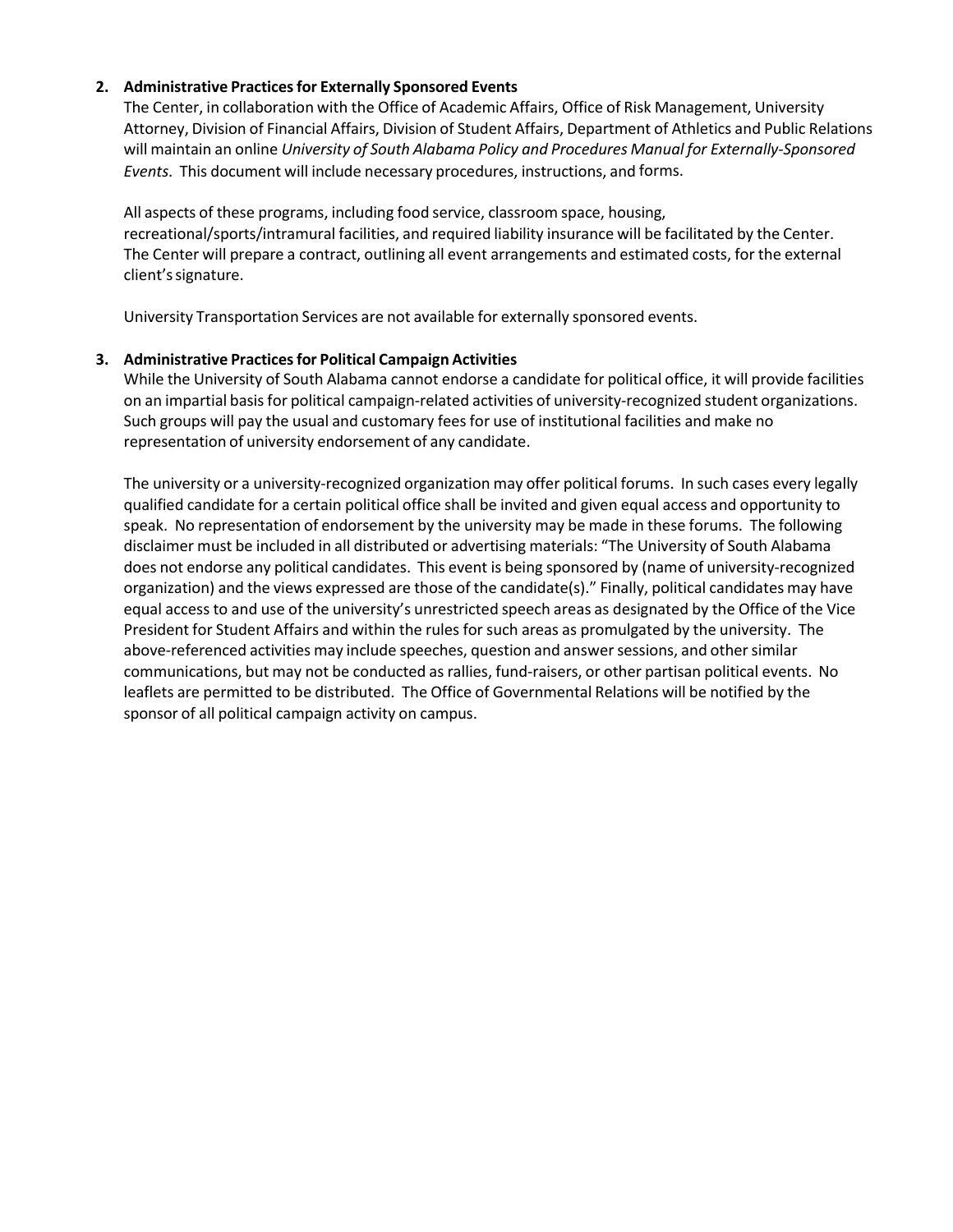**2. Administrative Practices for Externally Sponsored Events**

The Center, in collaboration with the Office of Academic Affairs, Office of Risk Management, University Attorney, Division of Financial Affairs, Division of Student Affairs, Department of Athletics and Public Relations will maintain an online *University of South Alabama Policy and Procedures Manual for Externally-Sponsored Events*. This document will include necessary procedures, instructions, and forms.

All aspects of these programs, including food service, classroom space, housing, recreational/sports/intramural facilities, and required liability insurance will be facilitated by the Center. The Center will prepare a contract, outlining all event arrangements and estimated costs, for the external client's signature.

University Transportation Services are not available for externally sponsored events.

**3. Administrative Practices for Political Campaign Activities**

While the University of South Alabama cannot endorse a candidate for political office, it will provide facilities on an impartial basis for political campaign-related activities of university-recognized student organizations. Such groups will pay the usual and customary fees for use of institutional facilities and make no representation of university endorsement of any candidate.

The university or a university-recognized organization may offer political forums. In such cases every legally qualified candidate for a certain political office shall be invited and given equal access and opportunity to speak. No representation of endorsement by the university may be made in these forums. The following disclaimer must be included in all distributed or advertising materials: "The University of South Alabama does not endorse any political candidates. This event is being sponsored by (name of university-recognized organization) and the views expressed are those of the candidate(s)." Finally, political candidates may have equal access to and use of the university's unrestricted speech areas as designated by the Office of the Vice President for Student Affairs and within the rules for such areas as promulgated by the university. The above-referenced activities may include speeches, question and answer sessions, and other similar communications, but may not be conducted as rallies, fund-raisers, or other partisan political events. No leaflets are permitted to be distributed. The Office of Governmental Relations will be notified by the sponsor of all political campaign activity on campus.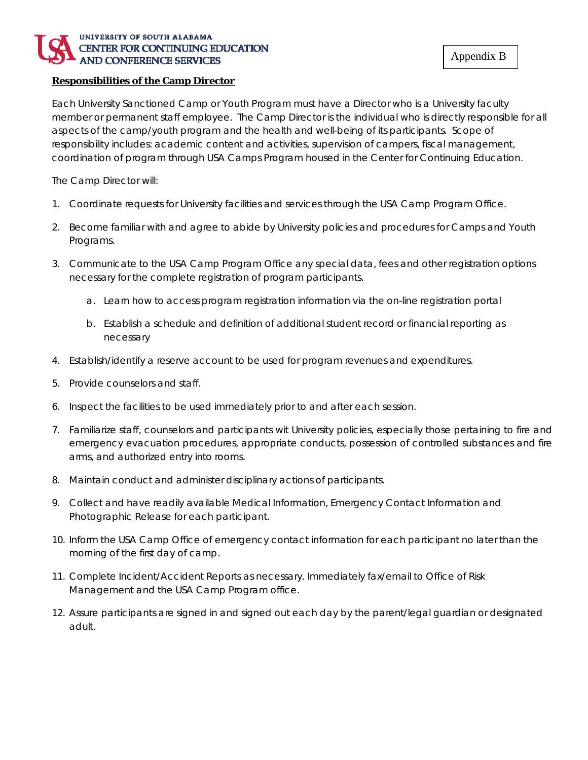UNIVERSITY OF SOUTH ALABAMA
CENTER FOR CONTINUING EDUCATION
AND CONFERENCE SERVICES

Appendix B

**Responsibilities of the Camp Director**

Each University Sanctioned Camp or Youth Program must have a Director who is a University faculty member or permanent staff employee. The Camp Director is the individual who is directly responsible for all aspects of the camp/youth program and the health and well-being of its participants. Scope of responsibility includes: academic content and activities, supervision of campers, fiscal management, coordination of program through USA Camps Program housed in the Center for Continuing Education.

The Camp Director will:

1. Coordinate requests for University facilities and services through the USA Camp Program Office.
2. Become familiar with and agree to abide by University policies and procedures for Camps and Youth Programs.
3. Communicate to the USA Camp Program Office any special data, fees and other registration options necessary for the complete registration of program participants.
   a. Learn how to access program registration information via the on-line registration portal
   b. Establish a schedule and definition of additional student record or financial reporting as necessary
4. Establish/identify a reserve account to be used for program revenues and expenditures.
5. Provide counselors and staff.
6. Inspect the facilities to be used immediately prior to and after each session.
7. Familiarize staff, counselors and participants wit University policies, especially those pertaining to fire and emergency evacuation procedures, appropriate conducts, possession of controlled substances and fire arms, and authorized entry into rooms.
8. Maintain conduct and administer disciplinary actions of participants.
9. Collect and have readily available Medical Information, Emergency Contact Information and Photographic Release for each participant.
10. Inform the USA Camp Office of emergency contact information for each participant no later than the morning of the first day of camp.
11. Complete Incident/Accident Reports as necessary. Immediately fax/email to Office of Risk Management and the USA Camp Program office.
12. Assure participants are signed in and signed out each day by the parent/legal guardian or designated adult.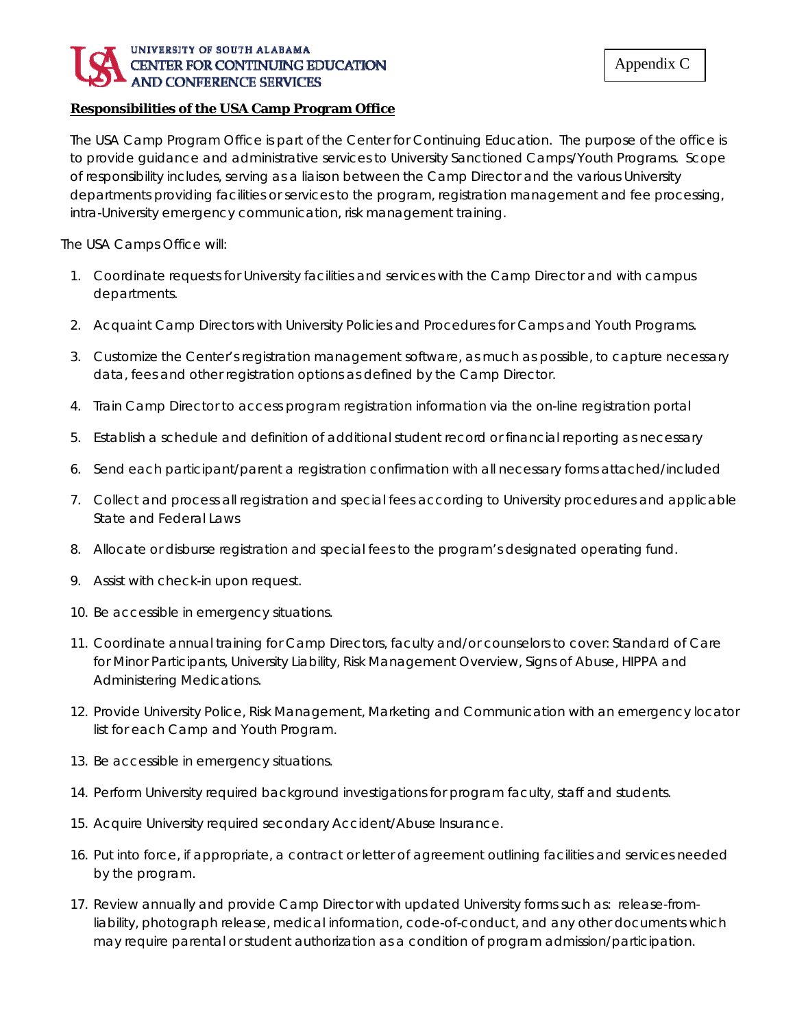UNIVERSITY OF SOUTH ALABAMA
CENTER FOR CONTINUING EDUCATION
AND CONFERENCE SERVICES

Appendix C

**Responsibilities of the USA Camp Program Office**

The USA Camp Program Office is part of the Center for Continuing Education. The purpose of the office is to provide guidance and administrative services to University Sanctioned Camps/Youth Programs. Scope of responsibility includes, serving as a liaison between the Camp Director and the various University departments providing facilities or services to the program, registration management and fee processing, intra-University emergency communication, risk management training.

The USA Camps Office will:

1. Coordinate requests for University facilities and services with the Camp Director and with campus departments.
2. Acquaint Camp Directors with University Policies and Procedures for Camps and Youth Programs.
3. Customize the Center's registration management software, as much as possible, to capture necessary data, fees and other registration options as defined by the Camp Director.
4. Train Camp Director to access program registration information via the on-line registration portal
5. Establish a schedule and definition of additional student record or financial reporting as necessary
6. Send each participant/parent a registration confirmation with all necessary forms attached/included
7. Collect and process all registration and special fees according to University procedures and applicable State and Federal Laws
8. Allocate or disburse registration and special fees to the program's designated operating fund.
9. Assist with check-in upon request.
10. Be accessible in emergency situations.
11. Coordinate annual training for Camp Directors, faculty and/or counselors to cover: Standard of Care for Minor Participants, University Liability, Risk Management Overview, Signs of Abuse, HIPPA and Administering Medications.
12. Provide University Police, Risk Management, Marketing and Communication with an emergency locator list for each Camp and Youth Program.
13. Be accessible in emergency situations.
14. Perform University required background investigations for program faculty, staff and students.
15. Acquire University required secondary Accident/Abuse Insurance.
16. Put into force, if appropriate, a contract or letter of agreement outlining facilities and services needed by the program.
17. Review annually and provide Camp Director with updated University forms such as: release-from-liability, photograph release, medical information, code-of-conduct, and any other documents which may require parental or student authorization as a condition of program admission/participation.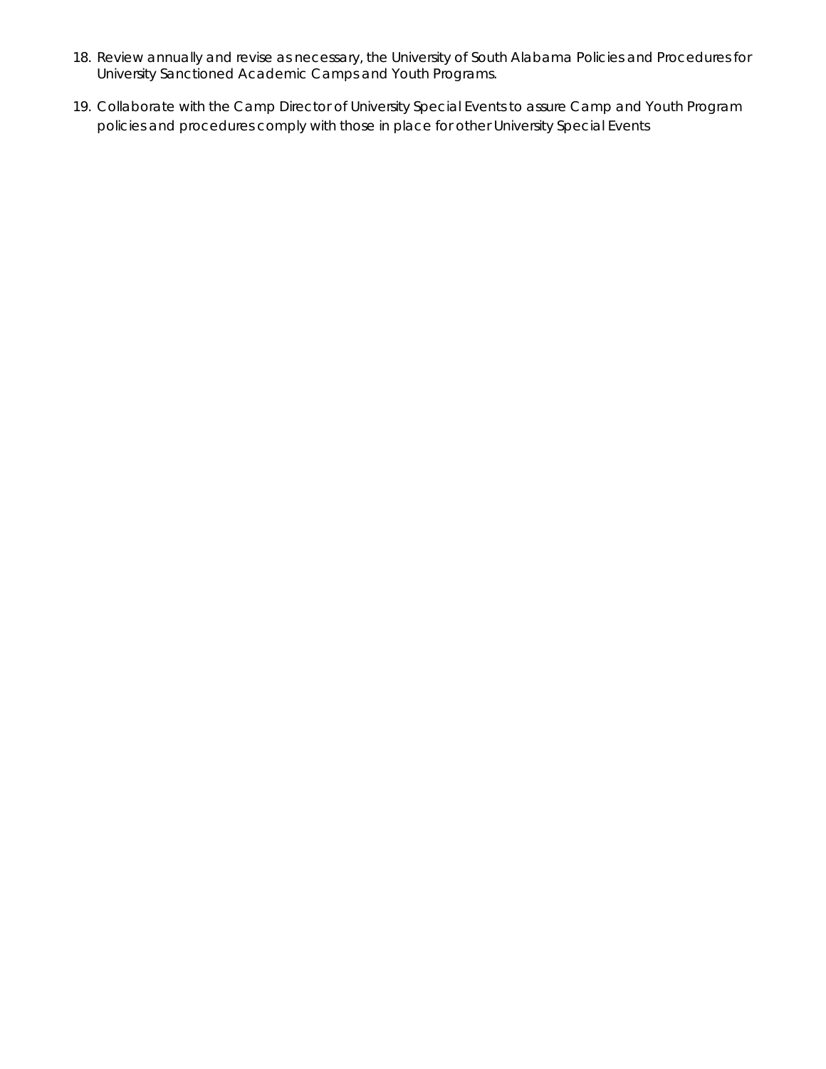18. Review annually and revise as necessary, the University of South Alabama Policies and Procedures for University Sanctioned Academic Camps and Youth Programs.

19. Collaborate with the Camp Director of University Special Events to assure Camp and Youth Program policies and procedures comply with those in place for other University Special Events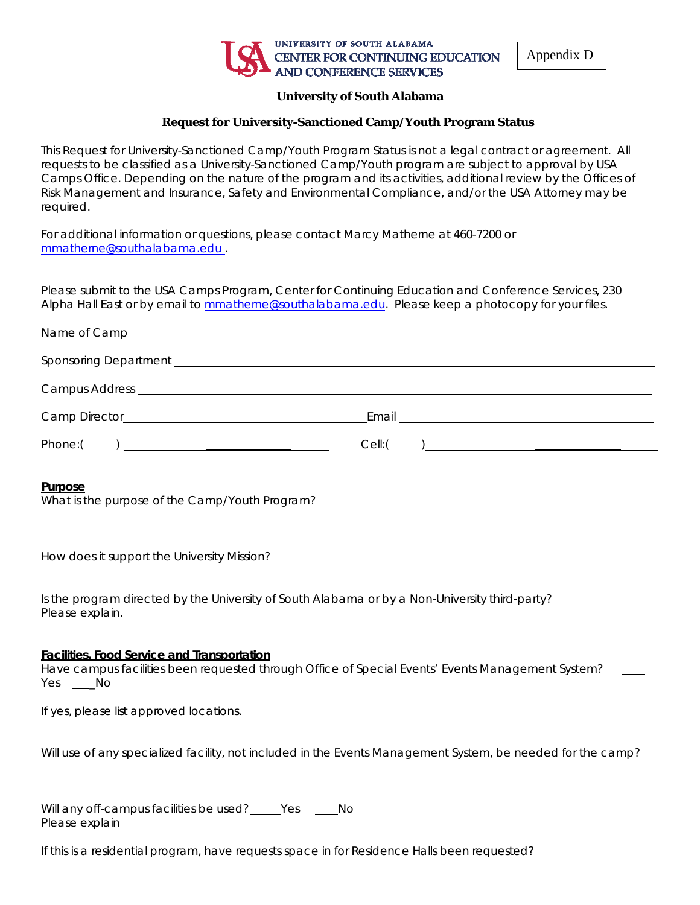UNIVERSITY OF SOUTH ALABAMA
CENTER FOR CONTINUING EDUCATION AND CONFERENCE SERVICES

Appendix D

**University of South Alabama**

**Request for University-Sanctioned Camp/Youth Program Status**

This Request for University-Sanctioned Camp/Youth Program Status is not a legal contract or agreement. All requests to be classified as a University-Sanctioned Camp/Youth program are subject to approval by USA Camps Office. Depending on the nature of the program and its activities, additional review by the Offices of Risk Management and Insurance, Safety and Environmental Compliance, and/or the USA Attorney may be required.

For additional information or questions, please contact Marcy Matherne at 460-7200 or mmatherne@southalabama.edu .

Please submit to the USA Camps Program, Center for Continuing Education and Conference Services, 230 Alpha Hall East or by email to mmatherne@southalabama.edu. Please keep a photocopy for your files.

Name of Camp ______________________________________________

Sponsoring Department ______________________________________________

Campus Address ______________________________________________

Camp Director ______________________ Email ______________________

Phone:( ) ______________________ Cell:( ) ______________________

**Purpose**

What is the purpose of the Camp/Youth Program?

How does it support the University Mission?

Is the program directed by the University of South Alabama or by a Non-University third-party? Please explain.

**Facilities, Food Service and Transportation**

Have campus facilities been requested through Office of Special Events' Events Management System? ____ Yes ____ No

If yes, please list approved locations.

Will use of any specialized facility, not included in the Events Management System, be needed for the camp?

Will any off-campus facilities be used? ____ Yes ____ No

Please explain

If this is a residential program, have requests space in for Residence Halls been requested?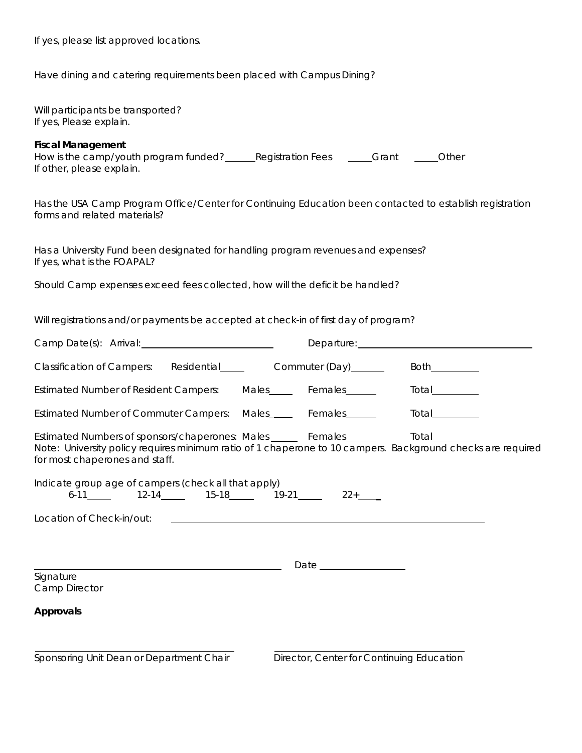If yes, please list approved locations.

Have dining and catering requirements been placed with Campus Dining?

Will participants be transported?
If yes, Please explain.

**Fiscal Management**
How is the camp/youth program funded? ______Registration Fees _____Grant _____Other
If other, please explain.

Has the USA Camp Program Office/Center for Continuing Education been contacted to establish registration forms and related materials?

Has a University Fund been designated for handling program revenues and expenses?
If yes, what is the FOAPAL?

Should Camp expenses exceed fees collected, how will the deficit be handled?

Will registrations and/or payments be accepted at check-in of first day of program?

Camp Date(s): Arrival: ___________________________ Departure: ___________________________

Classification of Campers: Residential_____ Commuter (Day)_______ Both__________

Estimated Number of Resident Campers: Males_____ Females______ Total_________

Estimated Number of Commuter Campers: Males_____ Females______ Total_________

Estimated Numbers of sponsors/chaperones: Males______ Females______ Total_________
Note: University policy requires minimum ratio of 1 chaperone to 10 campers. Background checks are required for most chaperones and staff.

Indicate group age of campers (check all that apply)
6-11_____ 12-14_____ 15-18_____ 19-21_____ 22+_____

Location of Check-in/out: ___________________________________________

_____________________________________ Date _______________
Signature
Camp Director

**Approvals**

_____________________________________ _____________________________________
Sponsoring Unit Dean or Department Chair Director, Center for Continuing Education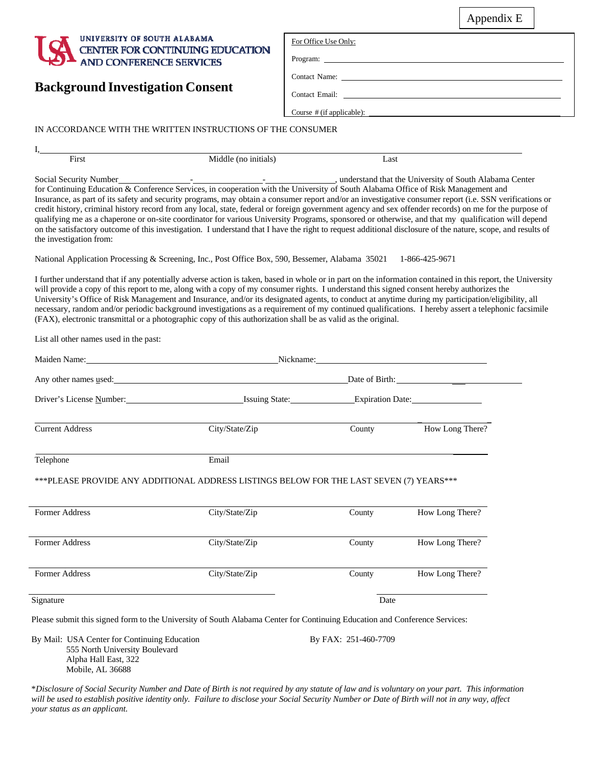Appendix E

UNIVERSITY OF SOUTH ALABAMA
CENTER FOR CONTINUING EDUCATION
AND CONFERENCE SERVICES

# Background Investigation Consent

For Office Use Only:

Program: ______________________________

Contact Name: ______________________________

Contact Email: ______________________________

Course # (if applicable): ______________________________

IN ACCORDANCE WITH THE WRITTEN INSTRUCTIONS OF THE CONSUMER

I, ____________________________________________________________
First                    Middle (no initials)                    Last

Social Security Number ______________-______________-______________, understand that the University of South Alabama Center for Continuing Education & Conference Services, in cooperation with the University of South Alabama Office of Risk Management and Insurance, as part of its safety and security programs, may obtain a consumer report and/or an investigative consumer report (i.e. SSN verifications or credit history, criminal history record from any local, state, federal or foreign government agency and sex offender records) on me for the purpose of qualifying me as a chaperone or on-site coordinator for various University Programs, sponsored or otherwise, and that my qualification will depend on the satisfactory outcome of this investigation. I understand that I have the right to request additional disclosure of the nature, scope, and results of the investigation from:

National Application Processing & Screening, Inc., Post Office Box, 590, Bessemer, Alabama 35021 1-866-425-9671

I further understand that if any potentially adverse action is taken, based in whole or in part on the information contained in this report, the University will provide a copy of this report to me, along with a copy of my consumer rights. I understand this signed consent hereby authorizes the University's Office of Risk Management and Insurance, and/or its designated agents, to conduct at anytime during my participation/eligibility, all necessary, random and/or periodic background investigations as a requirement of my continued qualifications. I hereby assert a telephonic facsimile (FAX), electronic transmittal or a photographic copy of this authorization shall be as valid as the original.

List all other names used in the past:

Maiden Name: ______________________________ Nickname: ______________________________

Any other names used: ______________________________ Date of Birth: ______________________________

Driver's License Number: ______________________ Issuing State: ______________ Expiration Date: ______________

| Current Address | City/State/Zip | County | How Long There? |
|---|---|---|---|
| | | | |

| Telephone | Email |
|---|---|
| | |

***PLEASE PROVIDE ANY ADDITIONAL ADDRESS LISTINGS BELOW FOR THE LAST SEVEN (7) YEARS***

| Former Address | City/State/Zip | County | How Long There? |
|---|---|---|---|
| Former Address | City/State/Zip | County | How Long There? |
| Former Address | City/State/Zip | County | How Long There? |

Signature ______________________________ Date ______________

Please submit this signed form to the University of South Alabama Center for Continuing Education and Conference Services:

By Mail: USA Center for Continuing Education
555 North University Boulevard
Alpha Hall East, 322
Mobile, AL 36688

By FAX: 251-460-7709

**Disclosure of Social Security Number and Date of Birth is not required by any statute of law and is voluntary on your part. This information will be used to establish positive identity only. Failure to disclose your Social Security Number or Date of Birth will not in any way, affect your status as an applicant.*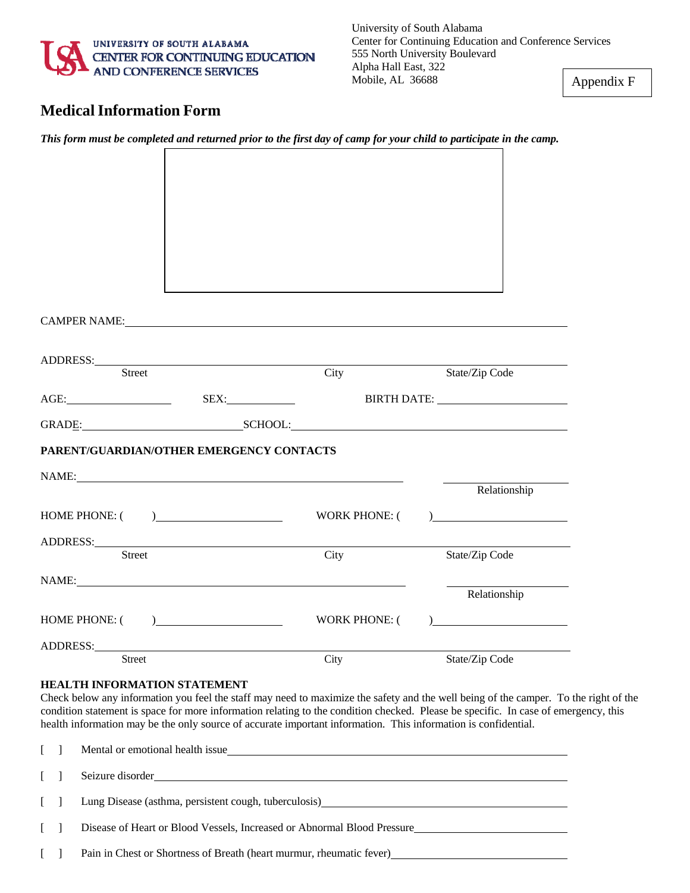University of South Alabama
Center for Continuing Education and Conference Services
555 North University Boulevard
Alpha Hall East, 322
Mobile, AL 36688

Appendix F

# Medical Information Form

***This form must be completed and returned prior to the first day of camp for your child to participate in the camp.***

CAMPER NAME: \_\_\_\_\_\_\_\_\_\_\_\_\_\_\_\_\_\_\_\_\_\_\_\_\_\_\_\_\_\_\_\_\_\_\_\_\_\_\_\_

ADDRESS: \_\_\_\_\_\_\_\_\_\_\_\_\_\_\_\_\_\_\_\_\_\_\_\_\_\_\_\_\_\_\_\_\_\_\_\_\_\_\_\_
Street | City | State/Zip Code

AGE: \_\_\_\_\_\_\_\_\_\_ SEX: \_\_\_\_\_\_\_\_\_\_ BIRTH DATE: \_\_\_\_\_\_\_\_\_\_

GRADE: \_\_\_\_\_\_\_\_\_\_ SCHOOL: \_\_\_\_\_\_\_\_\_\_\_\_\_\_\_\_\_\_\_\_

**PARENT/GUARDIAN/OTHER EMERGENCY CONTACTS**

NAME: \_\_\_\_\_\_\_\_\_\_\_\_\_\_\_\_\_\_\_\_\_\_\_\_\_\_\_\_\_\_ \_\_\_\_\_\_\_\_\_\_
Relationship

HOME PHONE: ( ) \_\_\_\_\_\_\_\_\_\_ WORK PHONE: ( ) \_\_\_\_\_\_\_\_\_\_

ADDRESS: \_\_\_\_\_\_\_\_\_\_\_\_\_\_\_\_\_\_\_\_\_\_\_\_\_\_\_\_\_\_\_\_\_\_\_\_\_\_\_\_
Street | City | State/Zip Code

NAME: \_\_\_\_\_\_\_\_\_\_\_\_\_\_\_\_\_\_\_\_\_\_\_\_\_\_\_\_\_\_ \_\_\_\_\_\_\_\_\_\_
Relationship

HOME PHONE: ( ) \_\_\_\_\_\_\_\_\_\_ WORK PHONE: ( ) \_\_\_\_\_\_\_\_\_\_

ADDRESS: \_\_\_\_\_\_\_\_\_\_\_\_\_\_\_\_\_\_\_\_\_\_\_\_\_\_\_\_\_\_\_\_\_\_\_\_\_\_\_\_
Street | City | State/Zip Code

**HEALTH INFORMATION STATEMENT**

Check below any information you feel the staff may need to maximize the safety and the well being of the camper. To the right of the condition statement is space for more information relating to the condition checked. Please be specific. In case of emergency, this health information may be the only source of accurate important information. This information is confidential.

[ ] Mental or emotional health issue \_\_\_\_\_\_\_\_\_\_\_\_\_\_\_\_\_\_\_\_

[ ] Seizure disorder \_\_\_\_\_\_\_\_\_\_\_\_\_\_\_\_\_\_\_\_

[ ] Lung Disease (asthma, persistent cough, tuberculosis) \_\_\_\_\_\_\_\_\_\_\_\_\_\_\_\_\_\_\_\_

[ ] Disease of Heart or Blood Vessels, Increased or Abnormal Blood Pressure \_\_\_\_\_\_\_\_\_\_\_\_\_\_\_\_\_\_\_\_

[ ] Pain in Chest or Shortness of Breath (heart murmur, rheumatic fever) \_\_\_\_\_\_\_\_\_\_\_\_\_\_\_\_\_\_\_\_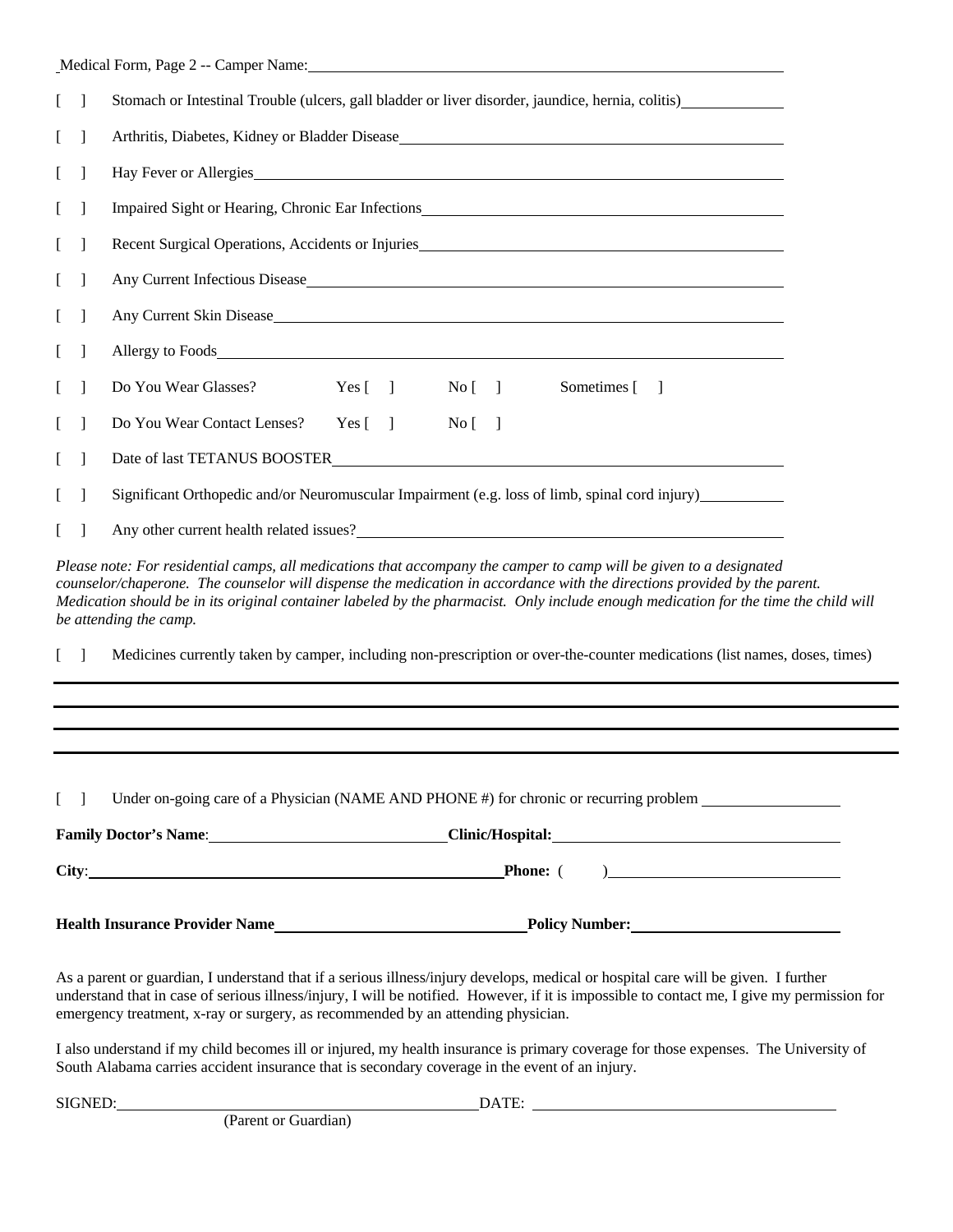Medical Form, Page 2 -- Camper Name: ______________________________

[ ] Stomach or Intestinal Trouble (ulcers, gall bladder or liver disorder, jaundice, hernia, colitis) ____________

[ ] Arthritis, Diabetes, Kidney or Bladder Disease ______________________________

[ ] Hay Fever or Allergies ______________________________

[ ] Impaired Sight or Hearing, Chronic Ear Infections ______________________________

[ ] Recent Surgical Operations, Accidents or Injuries ______________________________

[ ] Any Current Infectious Disease ______________________________

[ ] Any Current Skin Disease ______________________________

[ ] Allergy to Foods ______________________________

[ ] Do You Wear Glasses? Yes [ ] No [ ] Sometimes [ ]

[ ] Do You Wear Contact Lenses? Yes [ ] No [ ]

[ ] Date of last TETANUS BOOSTER ______________________________

[ ] Significant Orthopedic and/or Neuromuscular Impairment (e.g. loss of limb, spinal cord injury) __________

[ ] Any other current health related issues? ______________________________

*Please note: For residential camps, all medications that accompany the camper to camp will be given to a designated counselor/chaperone. The counselor will dispense the medication in accordance with the directions provided by the parent. Medication should be in its original container labeled by the pharmacist. Only include enough medication for the time the child will be attending the camp.*

[ ] Medicines currently taken by camper, including non-prescription or over-the-counter medications (list names, doses, times)

______________________________

______________________________

______________________________

______________________________

[ ] Under on-going care of a Physician (NAME AND PHONE #) for chronic or recurring problem ________________

**Family Doctor's Name**: ______________________ **Clinic/Hospital:** ______________________

**City**: ______________________ **Phone:** ( ) ______________________

**Health Insurance Provider Name** ______________________ **Policy Number:** ______________________

As a parent or guardian, I understand that if a serious illness/injury develops, medical or hospital care will be given. I further understand that in case of serious illness/injury, I will be notified. However, if it is impossible to contact me, I give my permission for emergency treatment, x-ray or surgery, as recommended by an attending physician.

I also understand if my child becomes ill or injured, my health insurance is primary coverage for those expenses. The University of South Alabama carries accident insurance that is secondary coverage in the event of an injury.

SIGNED: ______________________ DATE: ______________________
(Parent or Guardian)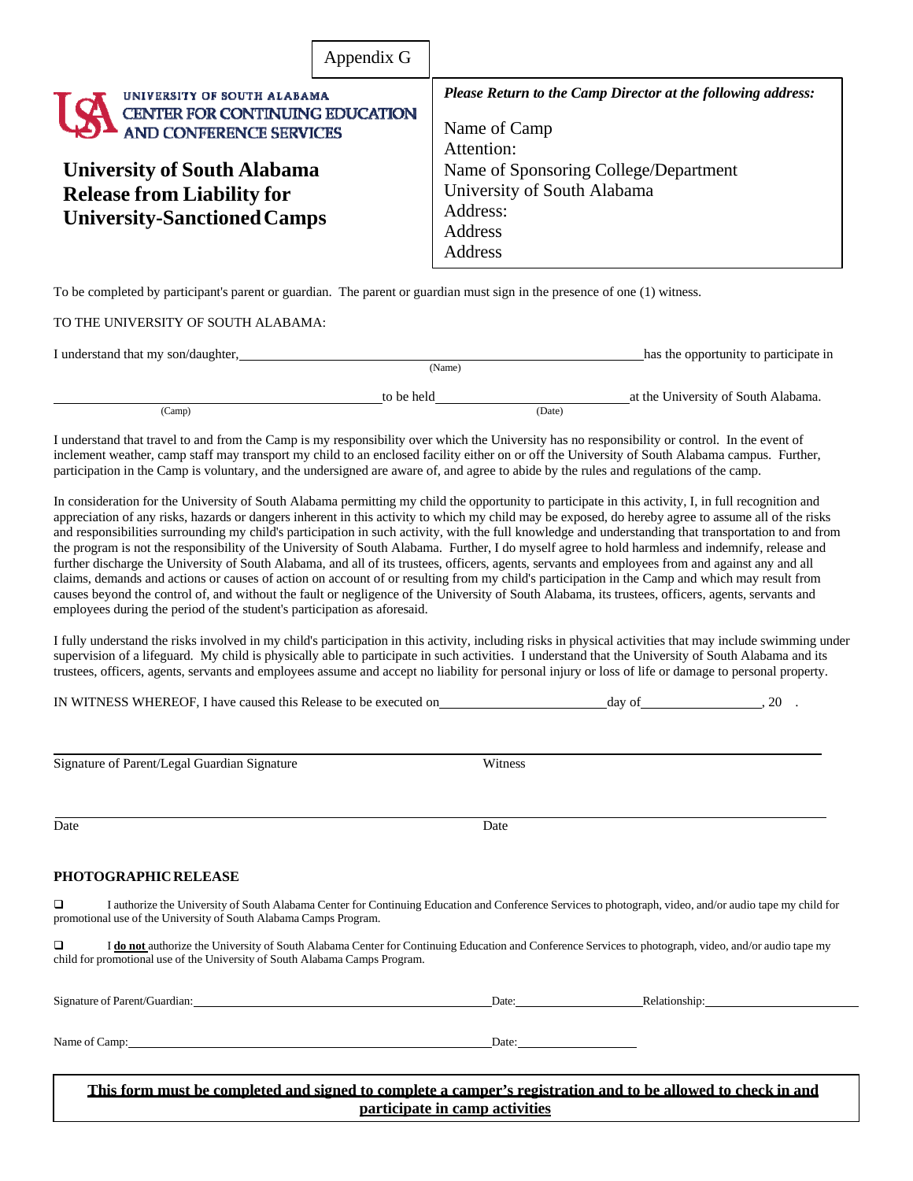Appendix G

UNIVERSITY OF SOUTH ALABAMA
CENTER FOR CONTINUING EDUCATION
AND CONFERENCE SERVICES

# University of South Alabama Release from Liability for University-Sanctioned Camps

***Please Return to the Camp Director at the following address:***

Name of Camp
Attention:
Name of Sponsoring College/Department
University of South Alabama
Address:
Address
Address

To be completed by participant's parent or guardian. The parent or guardian must sign in the presence of one (1) witness.

TO THE UNIVERSITY OF SOUTH ALABAMA:

I understand that my son/daughter, ______________________________ (Name) has the opportunity to participate in

______________________________ (Camp) to be held ______________________ (Date) at the University of South Alabama.

I understand that travel to and from the Camp is my responsibility over which the University has no responsibility or control. In the event of inclement weather, camp staff may transport my child to an enclosed facility either on or off the University of South Alabama campus. Further, participation in the Camp is voluntary, and the undersigned are aware of, and agree to abide by the rules and regulations of the camp.

In consideration for the University of South Alabama permitting my child the opportunity to participate in this activity, I, in full recognition and appreciation of any risks, hazards or dangers inherent in this activity to which my child may be exposed, do hereby agree to assume all of the risks and responsibilities surrounding my child's participation in such activity, with the full knowledge and understanding that transportation to and from the program is not the responsibility of the University of South Alabama. Further, I do myself agree to hold harmless and indemnify, release and further discharge the University of South Alabama, and all of its trustees, officers, agents, servants and employees from and against any and all claims, demands and actions or causes of action on account of or resulting from my child's participation in the Camp and which may result from causes beyond the control of, and without the fault or negligence of the University of South Alabama, its trustees, officers, agents, servants and employees during the period of the student's participation as aforesaid.

I fully understand the risks involved in my child's participation in this activity, including risks in physical activities that may include swimming under supervision of a lifeguard. My child is physically able to participate in such activities. I understand that the University of South Alabama and its trustees, officers, agents, servants and employees assume and accept no liability for personal injury or loss of life or damage to personal property.

IN WITNESS WHEREOF, I have caused this Release to be executed on ______________________ day of __________________, 20 .

______________________________________ ______________________________________
Signature of Parent/Legal Guardian Signature Witness

______________________________________ ______________________________________
Date Date

## PHOTOGRAPHIC RELEASE

☐ I authorize the University of South Alabama Center for Continuing Education and Conference Services to photograph, video, and/or audio tape my child for promotional use of the University of South Alabama Camps Program.

☐ I **do not** authorize the University of South Alabama Center for Continuing Education and Conference Services to photograph, video, and/or audio tape my child for promotional use of the University of South Alabama Camps Program.

Signature of Parent/Guardian: ______________________ Date: __________ Relationship: ______________

Name of Camp: ______________________ Date: __________

**This form must be completed and signed to complete a camper's registration and to be allowed to check in and participate in camp activities**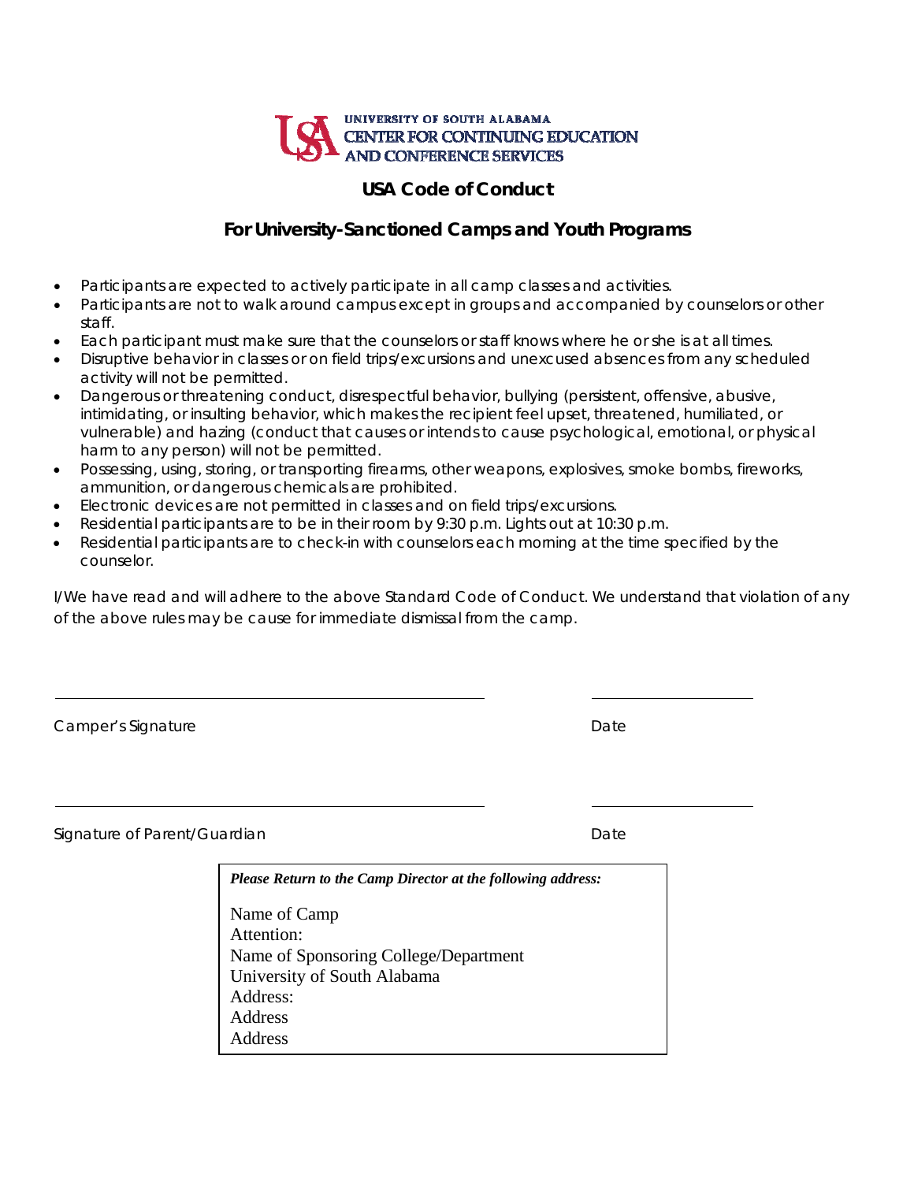UNIVERSITY OF SOUTH ALABAMA
CENTER FOR CONTINUING EDUCATION
AND CONFERENCE SERVICES

# USA Code of Conduct

## For University-Sanctioned Camps and Youth Programs

- Participants are expected to actively participate in all camp classes and activities.
- Participants are not to walk around campus except in groups and accompanied by counselors or other staff.
- Each participant must make sure that the counselors or staff knows where he or she is at all times.
- Disruptive behavior in classes or on field trips/excursions and unexcused absences from any scheduled activity will not be permitted.
- Dangerous or threatening conduct, disrespectful behavior, bullying (persistent, offensive, abusive, intimidating, or insulting behavior, which makes the recipient feel upset, threatened, humiliated, or vulnerable) and hazing (conduct that causes or intends to cause psychological, emotional, or physical harm to any person) will not be permitted.
- Possessing, using, storing, or transporting firearms, other weapons, explosives, smoke bombs, fireworks, ammunition, or dangerous chemicals are prohibited.
- Electronic devices are not permitted in classes and on field trips/excursions.
- Residential participants are to be in their room by 9:30 p.m. Lights out at 10:30 p.m.
- Residential participants are to check-in with counselors each morning at the time specified by the counselor.

I/We have read and will adhere to the above Standard Code of Conduct. We understand that violation of any of the above rules may be cause for immediate dismissal from the camp.

Camper's Signature ____________________ Date __________

Signature of Parent/Guardian ____________________ Date __________

*Please Return to the Camp Director at the following address:*

Name of Camp
Attention:
Name of Sponsoring College/Department
University of South Alabama
Address:
Address
Address